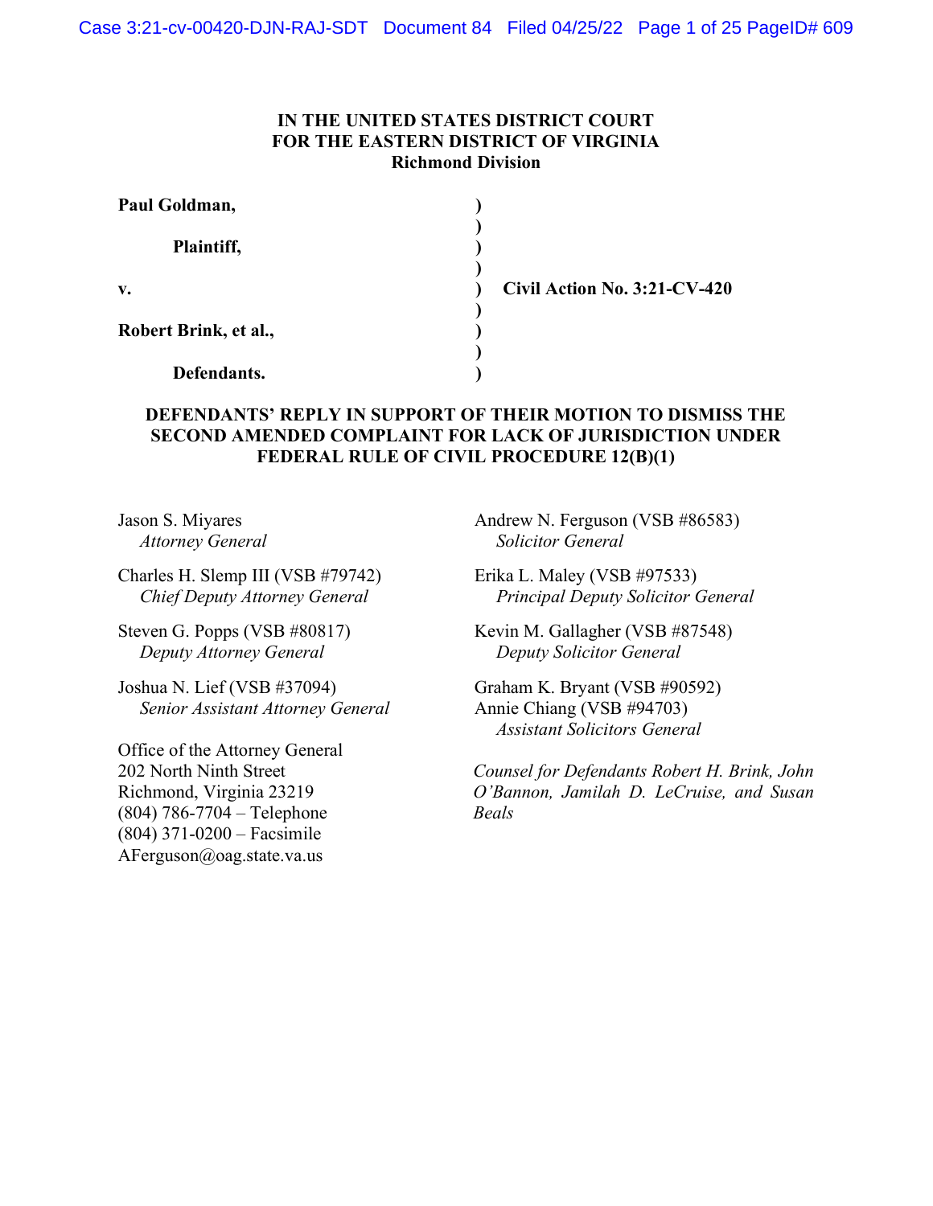**IN THE UNITED STATES DISTRICT COURT**
**FOR THE EASTERN DISTRICT OF VIRGINIA**
**Richmond Division**

| | | |
|---|---|---|
| **Paul Goldman,** | ) | |
| | ) | |
| **Plaintiff,** | ) | |
| | ) | |
| **v.** | ) | **Civil Action No. 3:21-CV-420** |
| | ) | |
| **Robert Brink, et al.,** | ) | |
| | ) | |
| **Defendants.** | ) | |

# DEFENDANTS' REPLY IN SUPPORT OF THEIR MOTION TO DISMISS THE SECOND AMENDED COMPLAINT FOR LACK OF JURISDICTION UNDER FEDERAL RULE OF CIVIL PROCEDURE 12(B)(1)

Jason S. Miyares
*Attorney General*

Charles H. Slemp III (VSB #79742)
*Chief Deputy Attorney General*

Steven G. Popps (VSB #80817)
*Deputy Attorney General*

Joshua N. Lief (VSB #37094)
*Senior Assistant Attorney General*

Office of the Attorney General
202 North Ninth Street
Richmond, Virginia 23219
(804) 786-7704 – Telephone
(804) 371-0200 – Facsimile
AFerguson@oag.state.va.us

Andrew N. Ferguson (VSB #86583)
*Solicitor General*

Erika L. Maley (VSB #97533)
*Principal Deputy Solicitor General*

Kevin M. Gallagher (VSB #87548)
*Deputy Solicitor General*

Graham K. Bryant (VSB #90592)
Annie Chiang (VSB #94703)
*Assistant Solicitors General*

*Counsel for Defendants Robert H. Brink, John O'Bannon, Jamilah D. LeCruise, and Susan Beals*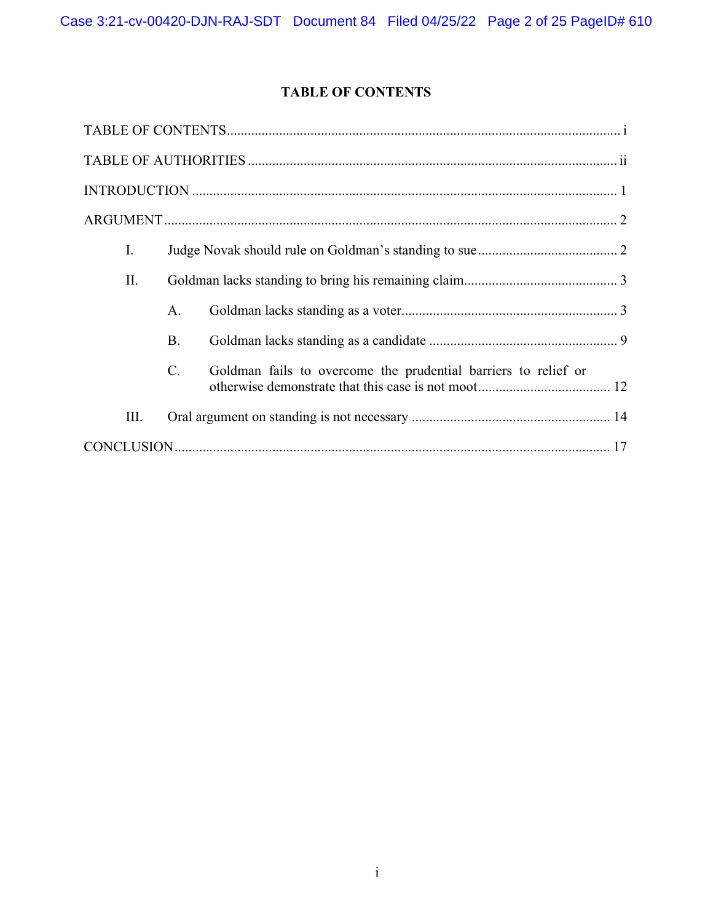## TABLE OF CONTENTS

TABLE OF CONTENTS ..... i

TABLE OF AUTHORITIES ..... ii

INTRODUCTION ..... 1

ARGUMENT ..... 2

- I. Judge Novak should rule on Goldman's standing to sue ..... 2
- II. Goldman lacks standing to bring his remaining claim ..... 3
  - A. Goldman lacks standing as a voter ..... 3
  - B. Goldman lacks standing as a candidate ..... 9
  - C. Goldman fails to overcome the prudential barriers to relief or otherwise demonstrate that this case is not moot ..... 12
- III. Oral argument on standing is not necessary ..... 14

CONCLUSION ..... 17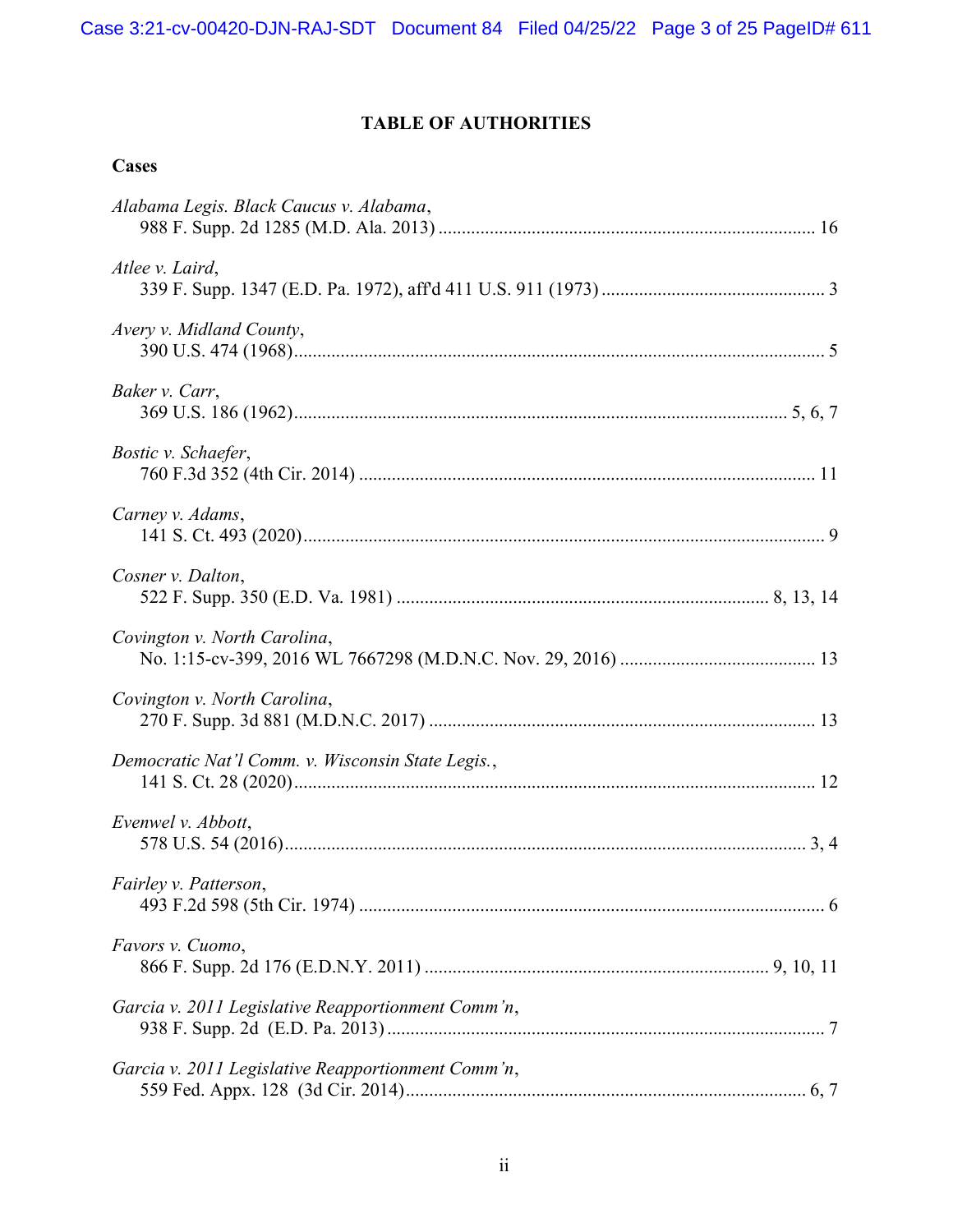## TABLE OF AUTHORITIES

### Cases

*Alabama Legis. Black Caucus v. Alabama*,
988 F. Supp. 2d 1285 (M.D. Ala. 2013) ................................................................................ 16

*Atlee v. Laird*,
339 F. Supp. 1347 (E.D. Pa. 1972), aff'd 411 U.S. 911 (1973) ................................................ 3

*Avery v. Midland County*,
390 U.S. 474 (1968)................................................................................................................. 5

*Baker v. Carr*,
369 U.S. 186 (1962)......................................................................................................... 5, 6, 7

*Bostic v. Schaefer*,
760 F.3d 352 (4th Cir. 2014) ................................................................................................. 11

*Carney v. Adams*,
141 S. Ct. 493 (2020)................................................................................................................ 9

*Cosner v. Dalton*,
522 F. Supp. 350 (E.D. Va. 1981) ............................................................................... 8, 13, 14

*Covington v. North Carolina*,
No. 1:15-cv-399, 2016 WL 7667298 (M.D.N.C. Nov. 29, 2016) .......................................... 13

*Covington v. North Carolina*,
270 F. Supp. 3d 881 (M.D.N.C. 2017) .................................................................................. 13

*Democratic Nat'l Comm. v. Wisconsin State Legis.*,
141 S. Ct. 28 (2020)............................................................................................................... 12

*Evenwel v. Abbott*,
578 U.S. 54 (2016)............................................................................................................... 3, 4

*Fairley v. Patterson*,
493 F.2d 598 (5th Cir. 1974) ................................................................................................... 6

*Favors v. Cuomo*,
866 F. Supp. 2d 176 (E.D.N.Y. 2011) ......................................................................... 9, 10, 11

*Garcia v. 2011 Legislative Reapportionment Comm'n*,
938 F. Supp. 2d (E.D. Pa. 2013) ............................................................................................. 7

*Garcia v. 2011 Legislative Reapportionment Comm'n*,
559 Fed. Appx. 128 (3d Cir. 2014)..................................................................................... 6, 7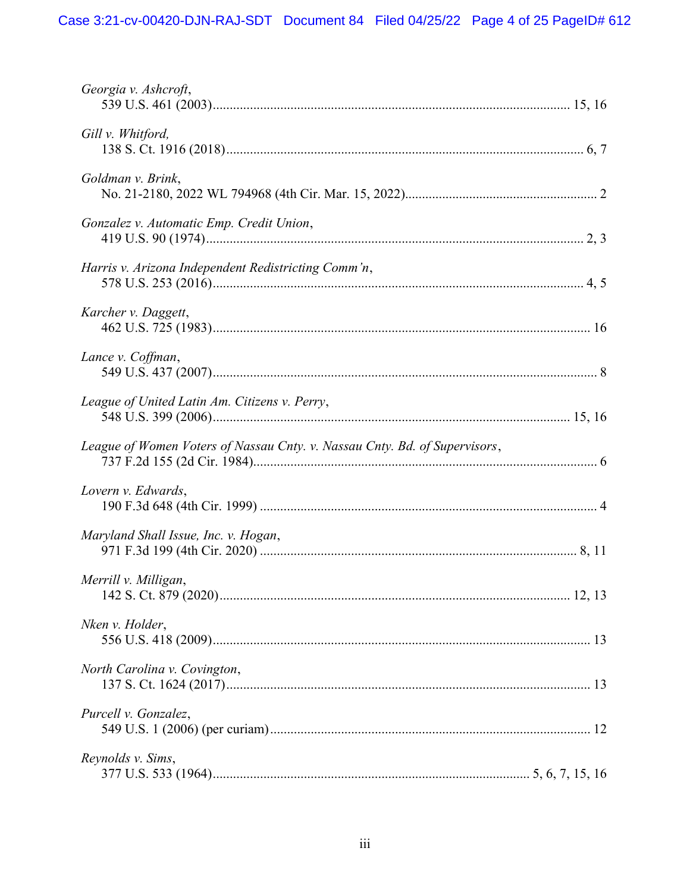*Georgia v. Ashcroft*,
539 U.S. 461 (2003) ..... 15, 16

*Gill v. Whitford,*
138 S. Ct. 1916 (2018) ..... 6, 7

*Goldman v. Brink*,
No. 21-2180, 2022 WL 794968 (4th Cir. Mar. 15, 2022) ..... 2

*Gonzalez v. Automatic Emp. Credit Union*,
419 U.S. 90 (1974) ..... 2, 3

*Harris v. Arizona Independent Redistricting Comm'n*,
578 U.S. 253 (2016) ..... 4, 5

*Karcher v. Daggett*,
462 U.S. 725 (1983) ..... 16

*Lance v. Coffman*,
549 U.S. 437 (2007) ..... 8

*League of United Latin Am. Citizens v. Perry*,
548 U.S. 399 (2006) ..... 15, 16

*League of Women Voters of Nassau Cnty. v. Nassau Cnty. Bd. of Supervisors*,
737 F.2d 155 (2d Cir. 1984) ..... 6

*Lovern v. Edwards*,
190 F.3d 648 (4th Cir. 1999) ..... 4

*Maryland Shall Issue, Inc. v. Hogan*,
971 F.3d 199 (4th Cir. 2020) ..... 8, 11

*Merrill v. Milligan*,
142 S. Ct. 879 (2020) ..... 12, 13

*Nken v. Holder*,
556 U.S. 418 (2009) ..... 13

*North Carolina v. Covington*,
137 S. Ct. 1624 (2017) ..... 13

*Purcell v. Gonzalez*,
549 U.S. 1 (2006) (per curiam) ..... 12

*Reynolds v. Sims*,
377 U.S. 533 (1964) ..... 5, 6, 7, 15, 16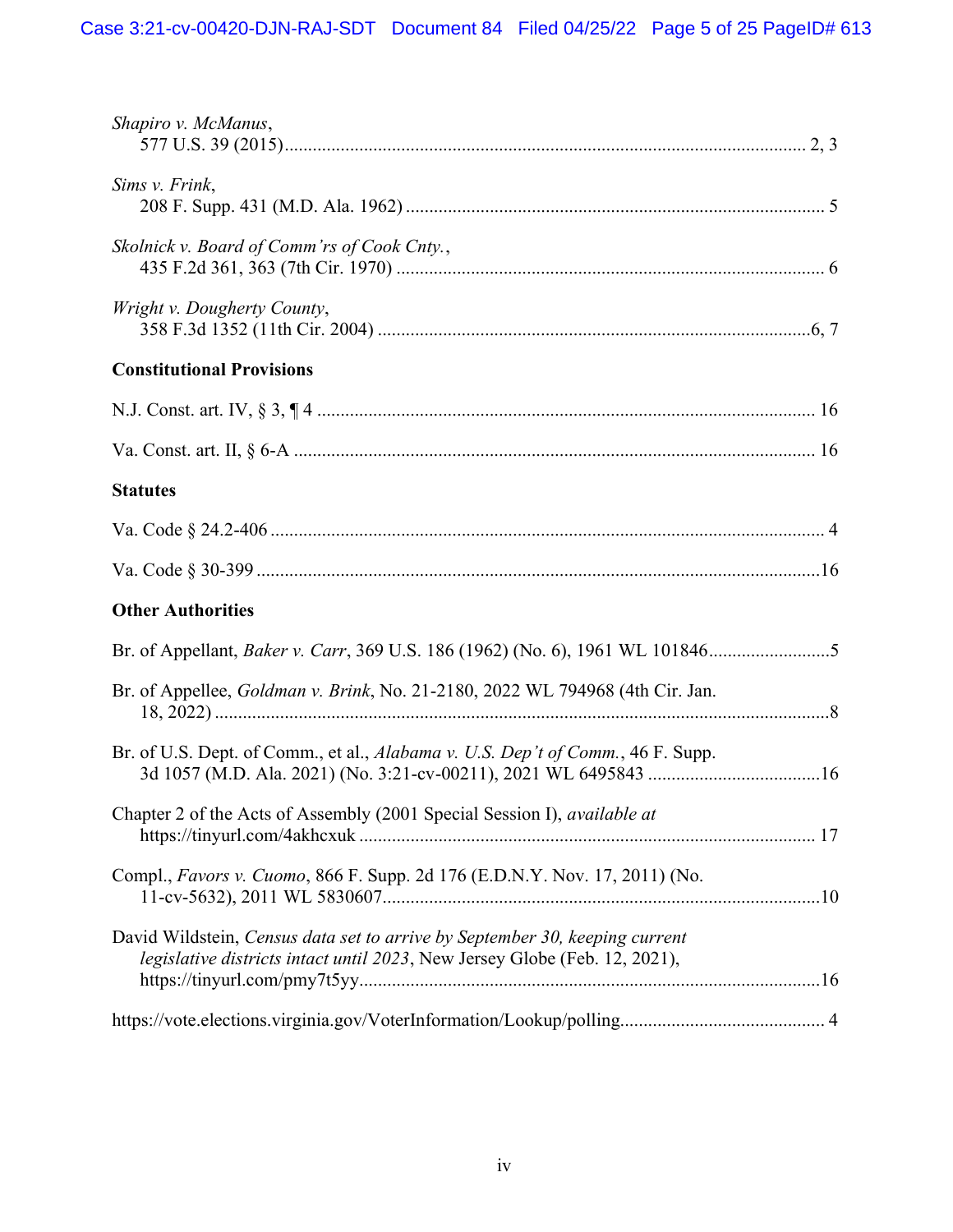*Shapiro v. McManus*,
577 U.S. 39 (2015) ............................................................................................................ 2, 3

*Sims v. Frink*,
208 F. Supp. 431 (M.D. Ala. 1962) ....................................................................................... 5

*Skolnick v. Board of Comm'rs of Cook Cnty.*,
435 F.2d 361, 363 (7th Cir. 1970) ......................................................................................... 6

*Wright v. Dougherty County*,
358 F.3d 1352 (11th Cir. 2004) ..........................................................................................6, 7

**Constitutional Provisions**

N.J. Const. art. IV, § 3, ¶ 4 ........................................................................................................ 16

Va. Const. art. II, § 6-A ............................................................................................................. 16

**Statutes**

Va. Code § 24.2-406 .................................................................................................................... 4

Va. Code § 30-399 .....................................................................................................................16

**Other Authorities**

Br. of Appellant, *Baker v. Carr*, 369 U.S. 186 (1962) (No. 6), 1961 WL 101846..........................5

Br. of Appellee, *Goldman v. Brink*, No. 21-2180, 2022 WL 794968 (4th Cir. Jan. 18, 2022) ...................................................................................................................................8

Br. of U.S. Dept. of Comm., et al., *Alabama v. U.S. Dep't of Comm.*, 46 F. Supp. 3d 1057 (M.D. Ala. 2021) (No. 3:21-cv-00211), 2021 WL 6495843 .....................................16

Chapter 2 of the Acts of Assembly (2001 Special Session I), *available at* https://tinyurl.com/4akhcxuk ................................................................................................. 17

Compl., *Favors v. Cuomo*, 866 F. Supp. 2d 176 (E.D.N.Y. Nov. 17, 2011) (No. 11-cv-5632), 2011 WL 5830607.............................................................................................10

David Wildstein, *Census data set to arrive by September 30, keeping current legislative districts intact until 2023*, New Jersey Globe (Feb. 12, 2021), https://tinyurl.com/pmy7t5yy..................................................................................................16

https://vote.elections.virginia.gov/VoterInformation/Lookup/polling............................................ 4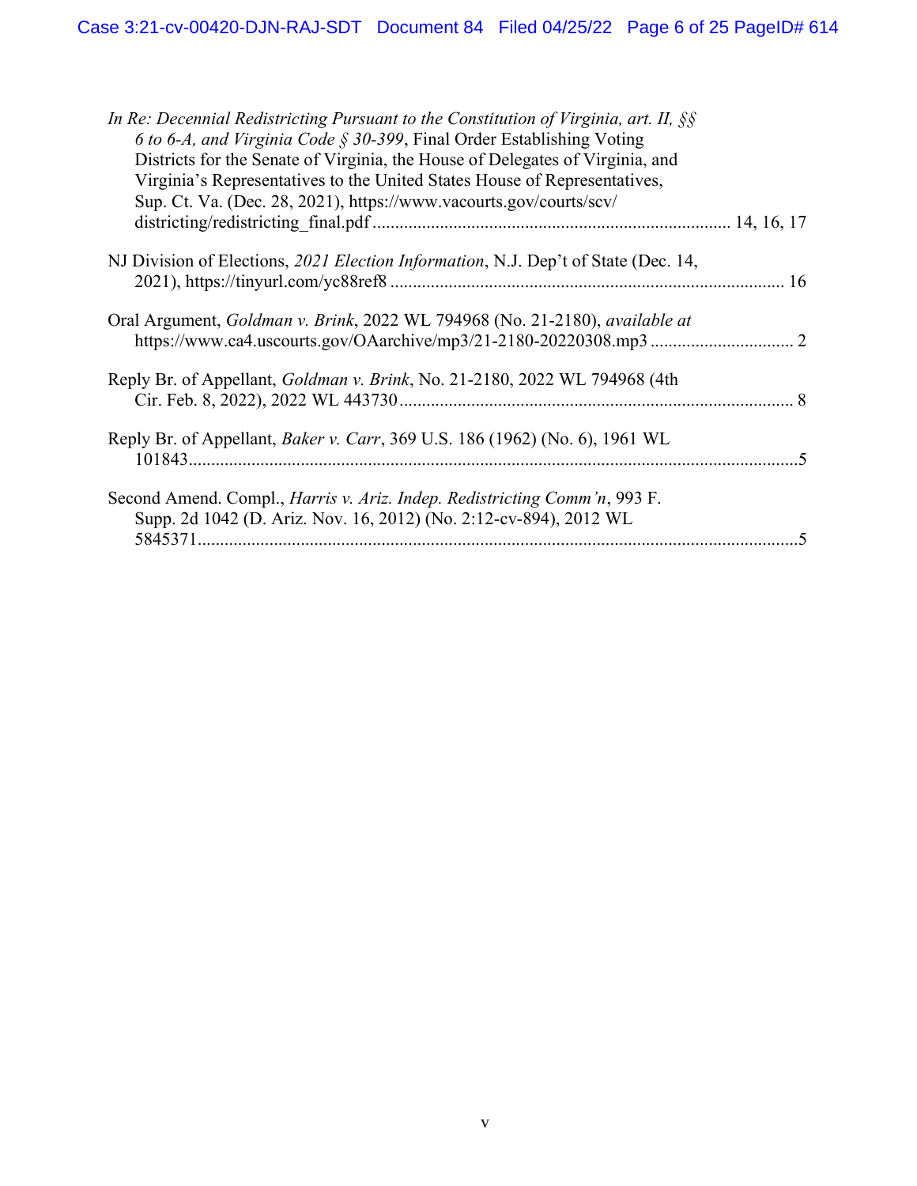*In Re: Decennial Redistricting Pursuant to the Constitution of Virginia, art. II, §§ 6 to 6-A, and Virginia Code § 30-399*, Final Order Establishing Voting Districts for the Senate of Virginia, the House of Delegates of Virginia, and Virginia's Representatives to the United States House of Representatives, Sup. Ct. Va. (Dec. 28, 2021), https://www.vacourts.gov/courts/scv/districting/redistricting_final.pdf ................................................................................ 14, 16, 17

NJ Division of Elections, *2021 Election Information*, N.J. Dep't of State (Dec. 14, 2021), https://tinyurl.com/yc88ref8 ........................................................................................ 16

Oral Argument, *Goldman v. Brink*, 2022 WL 794968 (No. 21-2180), *available at* https://www.ca4.uscourts.gov/OAarchive/mp3/21-2180-20220308.mp3 ................................ 2

Reply Br. of Appellant, *Goldman v. Brink*, No. 21-2180, 2022 WL 794968 (4th Cir. Feb. 8, 2022), 2022 WL 443730 ........................................................................................ 8

Reply Br. of Appellant, *Baker v. Carr*, 369 U.S. 186 (1962) (No. 6), 1961 WL 101843..........................................................................................................................5

Second Amend. Compl., *Harris v. Ariz. Indep. Redistricting Comm'n*, 993 F. Supp. 2d 1042 (D. Ariz. Nov. 16, 2012) (No. 2:12-cv-894), 2012 WL 5845371........................................................................................................................5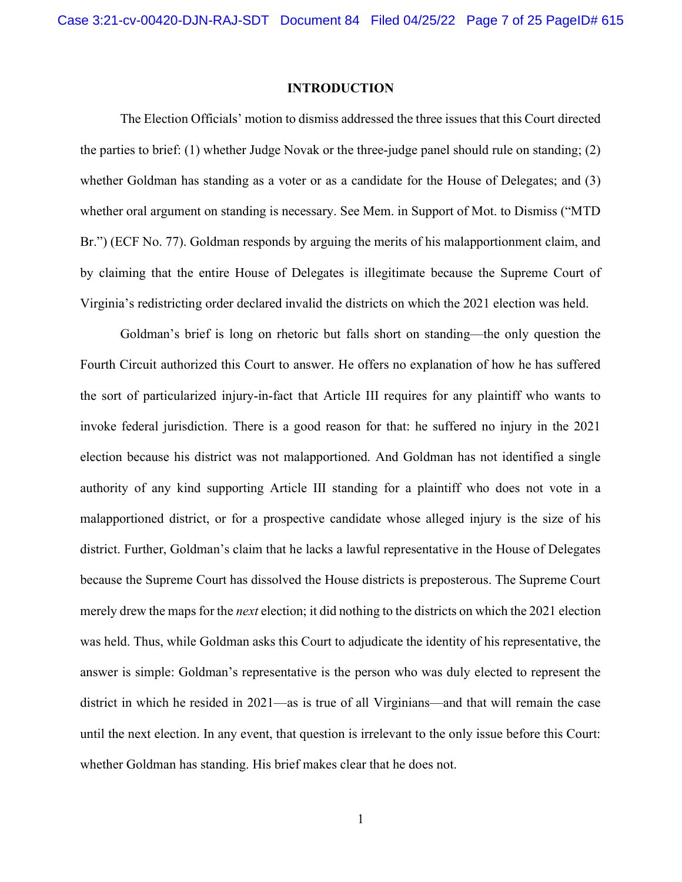# INTRODUCTION

The Election Officials' motion to dismiss addressed the three issues that this Court directed the parties to brief: (1) whether Judge Novak or the three-judge panel should rule on standing; (2) whether Goldman has standing as a voter or as a candidate for the House of Delegates; and (3) whether oral argument on standing is necessary. See Mem. in Support of Mot. to Dismiss ("MTD Br.") (ECF No. 77). Goldman responds by arguing the merits of his malapportionment claim, and by claiming that the entire House of Delegates is illegitimate because the Supreme Court of Virginia's redistricting order declared invalid the districts on which the 2021 election was held.

Goldman's brief is long on rhetoric but falls short on standing—the only question the Fourth Circuit authorized this Court to answer. He offers no explanation of how he has suffered the sort of particularized injury-in-fact that Article III requires for any plaintiff who wants to invoke federal jurisdiction. There is a good reason for that: he suffered no injury in the 2021 election because his district was not malapportioned. And Goldman has not identified a single authority of any kind supporting Article III standing for a plaintiff who does not vote in a malapportioned district, or for a prospective candidate whose alleged injury is the size of his district. Further, Goldman's claim that he lacks a lawful representative in the House of Delegates because the Supreme Court has dissolved the House districts is preposterous. The Supreme Court merely drew the maps for the *next* election; it did nothing to the districts on which the 2021 election was held. Thus, while Goldman asks this Court to adjudicate the identity of his representative, the answer is simple: Goldman's representative is the person who was duly elected to represent the district in which he resided in 2021—as is true of all Virginians—and that will remain the case until the next election. In any event, that question is irrelevant to the only issue before this Court: whether Goldman has standing. His brief makes clear that he does not.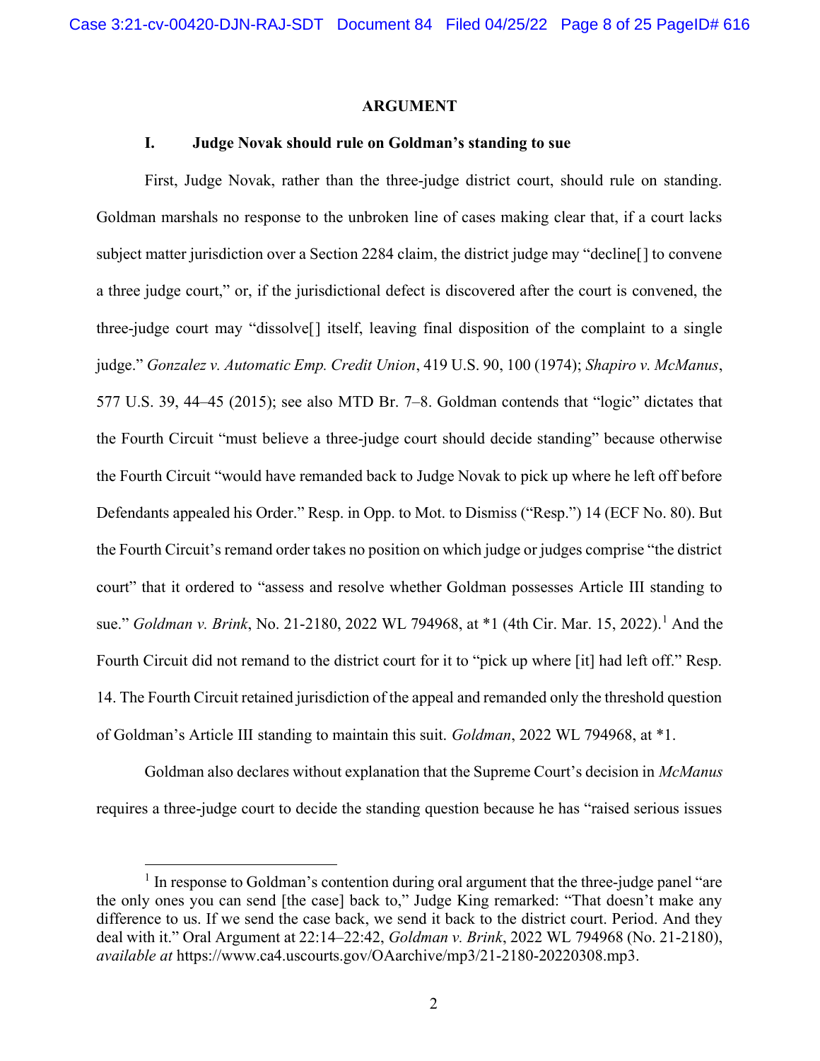## ARGUMENT

### I. Judge Novak should rule on Goldman's standing to sue

First, Judge Novak, rather than the three-judge district court, should rule on standing. Goldman marshals no response to the unbroken line of cases making clear that, if a court lacks subject matter jurisdiction over a Section 2284 claim, the district judge may "decline[] to convene a three judge court," or, if the jurisdictional defect is discovered after the court is convened, the three-judge court may "dissolve[] itself, leaving final disposition of the complaint to a single judge." *Gonzalez v. Automatic Emp. Credit Union*, 419 U.S. 90, 100 (1974); *Shapiro v. McManus*, 577 U.S. 39, 44–45 (2015); see also MTD Br. 7–8. Goldman contends that "logic" dictates that the Fourth Circuit "must believe a three-judge court should decide standing" because otherwise the Fourth Circuit "would have remanded back to Judge Novak to pick up where he left off before Defendants appealed his Order." Resp. in Opp. to Mot. to Dismiss ("Resp.") 14 (ECF No. 80). But the Fourth Circuit's remand order takes no position on which judge or judges comprise "the district court" that it ordered to "assess and resolve whether Goldman possesses Article III standing to sue." *Goldman v. Brink*, No. 21-2180, 2022 WL 794968, at *1 (4th Cir. Mar. 15, 2022).[1] And the Fourth Circuit did not remand to the district court for it to "pick up where [it] had left off." Resp. 14. The Fourth Circuit retained jurisdiction of the appeal and remanded only the threshold question of Goldman's Article III standing to maintain this suit. *Goldman*, 2022 WL 794968, at *1.

Goldman also declares without explanation that the Supreme Court's decision in *McManus* requires a three-judge court to decide the standing question because he has "raised serious issues

[1] In response to Goldman's contention during oral argument that the three-judge panel "are the only ones you can send [the case] back to," Judge King remarked: "That doesn't make any difference to us. If we send the case back, we send it back to the district court. Period. And they deal with it." Oral Argument at 22:14–22:42, *Goldman v. Brink*, 2022 WL 794968 (No. 21-2180), *available at* https://www.ca4.uscourts.gov/OAarchive/mp3/21-2180-20220308.mp3.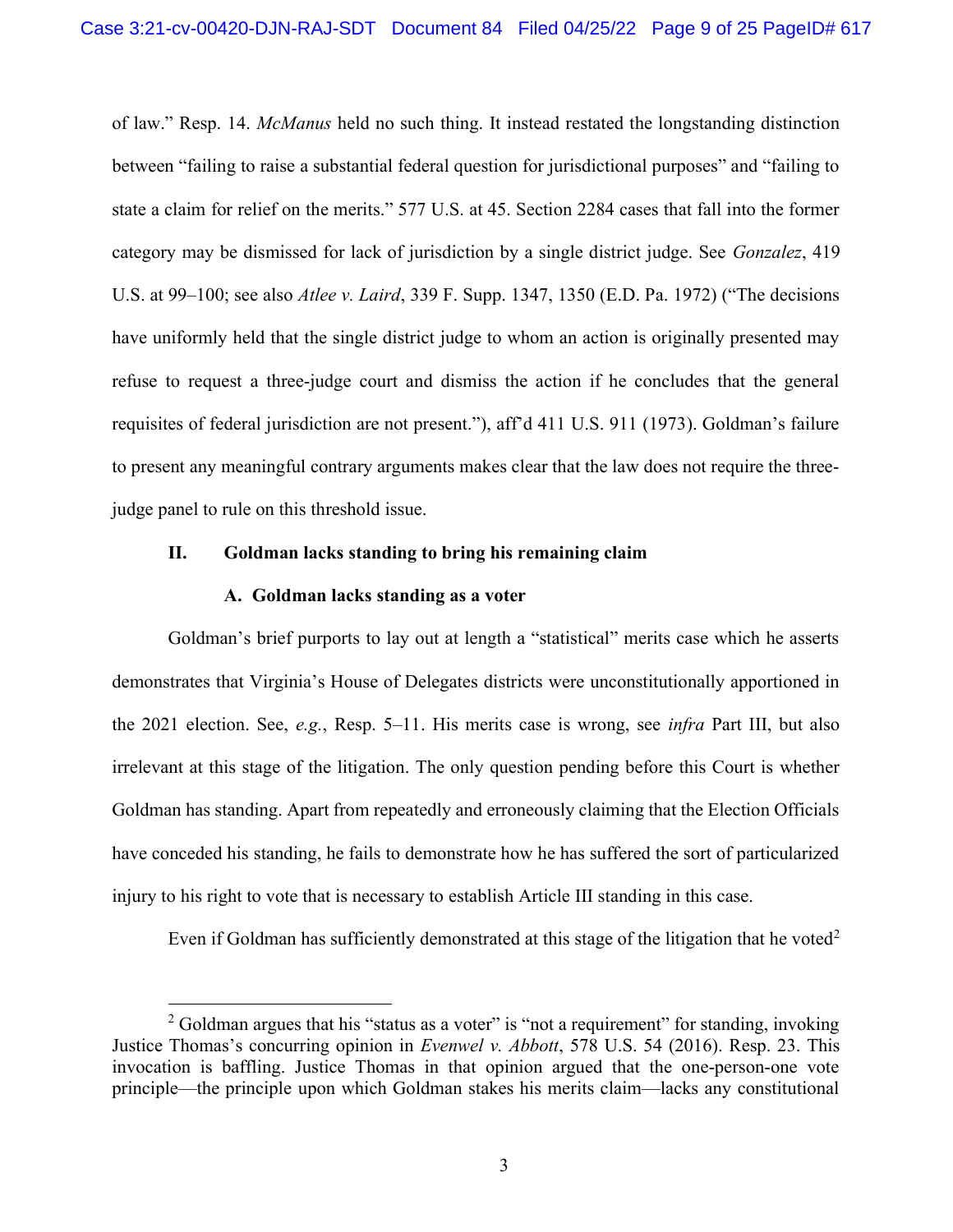of law." Resp. 14. *McManus* held no such thing. It instead restated the longstanding distinction between "failing to raise a substantial federal question for jurisdictional purposes" and "failing to state a claim for relief on the merits." 577 U.S. at 45. Section 2284 cases that fall into the former category may be dismissed for lack of jurisdiction by a single district judge. See *Gonzalez*, 419 U.S. at 99–100; see also *Atlee v. Laird*, 339 F. Supp. 1347, 1350 (E.D. Pa. 1972) ("The decisions have uniformly held that the single district judge to whom an action is originally presented may refuse to request a three-judge court and dismiss the action if he concludes that the general requisites of federal jurisdiction are not present."), aff'd 411 U.S. 911 (1973). Goldman's failure to present any meaningful contrary arguments makes clear that the law does not require the three-judge panel to rule on this threshold issue.

## II. Goldman lacks standing to bring his remaining claim

### A. Goldman lacks standing as a voter

Goldman's brief purports to lay out at length a "statistical" merits case which he asserts demonstrates that Virginia's House of Delegates districts were unconstitutionally apportioned in the 2021 election. See, *e.g.*, Resp. 5–11. His merits case is wrong, see *infra* Part III, but also irrelevant at this stage of the litigation. The only question pending before this Court is whether Goldman has standing. Apart from repeatedly and erroneously claiming that the Election Officials have conceded his standing, he fails to demonstrate how he has suffered the sort of particularized injury to his right to vote that is necessary to establish Article III standing in this case.

Even if Goldman has sufficiently demonstrated at this stage of the litigation that he voted[2]

[2] Goldman argues that his "status as a voter" is "not a requirement" for standing, invoking Justice Thomas's concurring opinion in *Evenwel v. Abbott*, 578 U.S. 54 (2016). Resp. 23. This invocation is baffling. Justice Thomas in that opinion argued that the one-person-one vote principle—the principle upon which Goldman stakes his merits claim—lacks any constitutional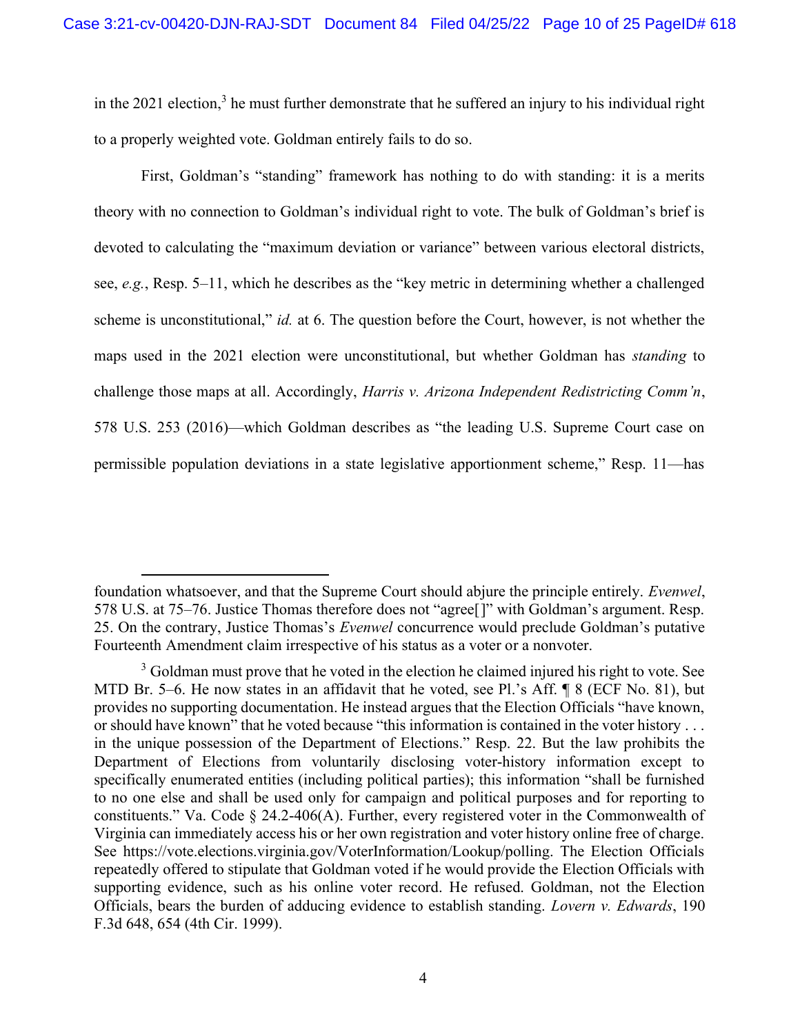in the 2021 election,[3] he must further demonstrate that he suffered an injury to his individual right to a properly weighted vote. Goldman entirely fails to do so.

First, Goldman's "standing" framework has nothing to do with standing: it is a merits theory with no connection to Goldman's individual right to vote. The bulk of Goldman's brief is devoted to calculating the "maximum deviation or variance" between various electoral districts, see, *e.g.*, Resp. 5–11, which he describes as the "key metric in determining whether a challenged scheme is unconstitutional," *id.* at 6. The question before the Court, however, is not whether the maps used in the 2021 election were unconstitutional, but whether Goldman has *standing* to challenge those maps at all. Accordingly, *Harris v. Arizona Independent Redistricting Comm'n*, 578 U.S. 253 (2016)—which Goldman describes as "the leading U.S. Supreme Court case on permissible population deviations in a state legislative apportionment scheme," Resp. 11—has

---

foundation whatsoever, and that the Supreme Court should abjure the principle entirely. *Evenwel*, 578 U.S. at 75–76. Justice Thomas therefore does not "agree[]" with Goldman's argument. Resp. 25. On the contrary, Justice Thomas's *Evenwel* concurrence would preclude Goldman's putative Fourteenth Amendment claim irrespective of his status as a voter or a nonvoter.

[3] Goldman must prove that he voted in the election he claimed injured his right to vote. See MTD Br. 5–6. He now states in an affidavit that he voted, see Pl.'s Aff. ¶ 8 (ECF No. 81), but provides no supporting documentation. He instead argues that the Election Officials "have known, or should have known" that he voted because "this information is contained in the voter history . . . in the unique possession of the Department of Elections." Resp. 22. But the law prohibits the Department of Elections from voluntarily disclosing voter-history information except to specifically enumerated entities (including political parties); this information "shall be furnished to no one else and shall be used only for campaign and political purposes and for reporting to constituents." Va. Code § 24.2-406(A). Further, every registered voter in the Commonwealth of Virginia can immediately access his or her own registration and voter history online free of charge. See https://vote.elections.virginia.gov/VoterInformation/Lookup/polling. The Election Officials repeatedly offered to stipulate that Goldman voted if he would provide the Election Officials with supporting evidence, such as his online voter record. He refused. Goldman, not the Election Officials, bears the burden of adducing evidence to establish standing. *Lovern v. Edwards*, 190 F.3d 648, 654 (4th Cir. 1999).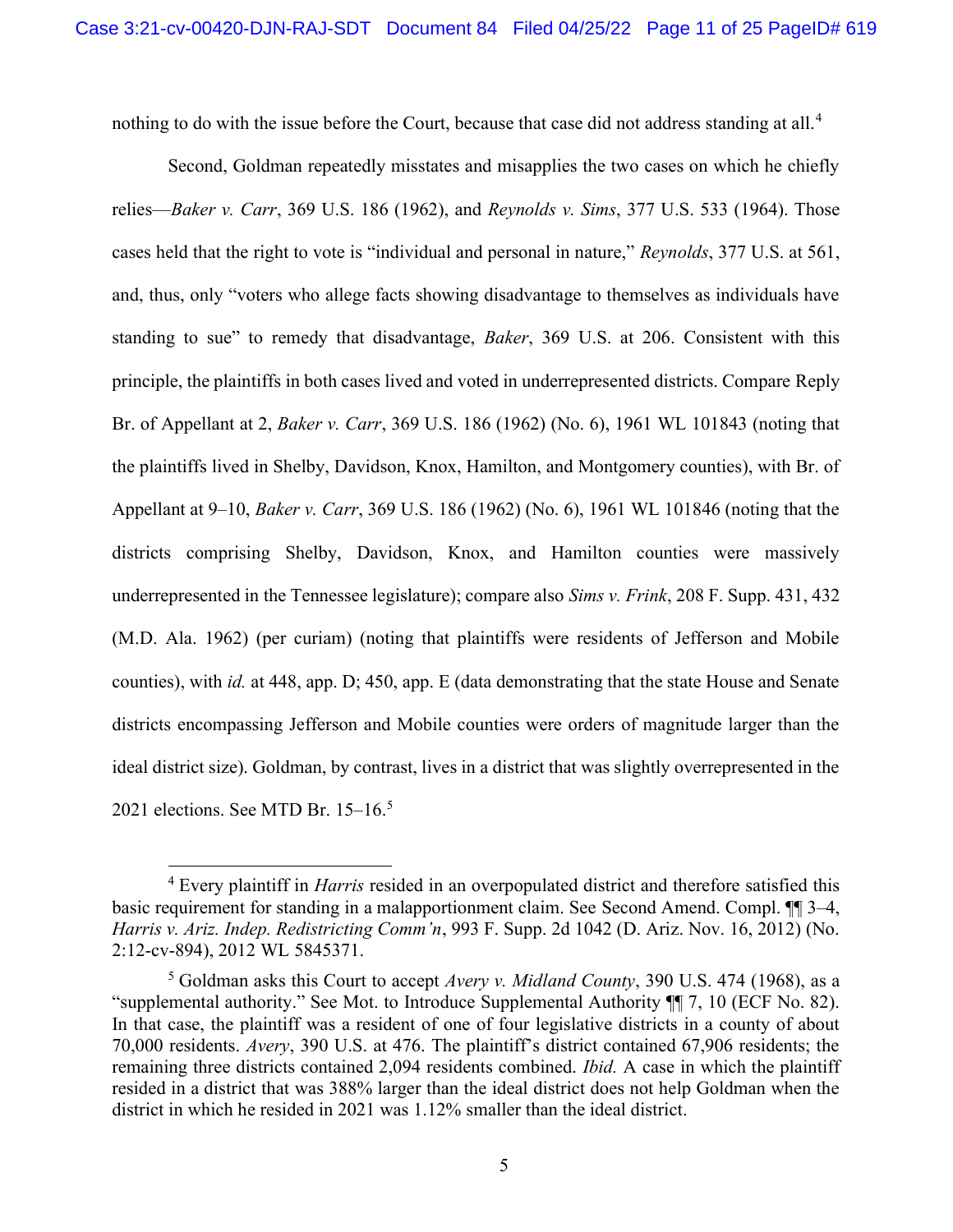nothing to do with the issue before the Court, because that case did not address standing at all.[4]

Second, Goldman repeatedly misstates and misapplies the two cases on which he chiefly relies—*Baker v. Carr*, 369 U.S. 186 (1962), and *Reynolds v. Sims*, 377 U.S. 533 (1964). Those cases held that the right to vote is "individual and personal in nature," *Reynolds*, 377 U.S. at 561, and, thus, only "voters who allege facts showing disadvantage to themselves as individuals have standing to sue" to remedy that disadvantage, *Baker*, 369 U.S. at 206. Consistent with this principle, the plaintiffs in both cases lived and voted in underrepresented districts. Compare Reply Br. of Appellant at 2, *Baker v. Carr*, 369 U.S. 186 (1962) (No. 6), 1961 WL 101843 (noting that the plaintiffs lived in Shelby, Davidson, Knox, Hamilton, and Montgomery counties), with Br. of Appellant at 9–10, *Baker v. Carr*, 369 U.S. 186 (1962) (No. 6), 1961 WL 101846 (noting that the districts comprising Shelby, Davidson, Knox, and Hamilton counties were massively underrepresented in the Tennessee legislature); compare also *Sims v. Frink*, 208 F. Supp. 431, 432 (M.D. Ala. 1962) (per curiam) (noting that plaintiffs were residents of Jefferson and Mobile counties), with *id.* at 448, app. D; 450, app. E (data demonstrating that the state House and Senate districts encompassing Jefferson and Mobile counties were orders of magnitude larger than the ideal district size). Goldman, by contrast, lives in a district that was slightly overrepresented in the 2021 elections. See MTD Br. 15–16.[5]

---

[4] Every plaintiff in *Harris* resided in an overpopulated district and therefore satisfied this basic requirement for standing in a malapportionment claim. See Second Amend. Compl. ¶¶ 3–4, *Harris v. Ariz. Indep. Redistricting Comm'n*, 993 F. Supp. 2d 1042 (D. Ariz. Nov. 16, 2012) (No. 2:12-cv-894), 2012 WL 5845371.

[5] Goldman asks this Court to accept *Avery v. Midland County*, 390 U.S. 474 (1968), as a "supplemental authority." See Mot. to Introduce Supplemental Authority ¶¶ 7, 10 (ECF No. 82). In that case, the plaintiff was a resident of one of four legislative districts in a county of about 70,000 residents. *Avery*, 390 U.S. at 476. The plaintiff's district contained 67,906 residents; the remaining three districts contained 2,094 residents combined. *Ibid.* A case in which the plaintiff resided in a district that was 388% larger than the ideal district does not help Goldman when the district in which he resided in 2021 was 1.12% smaller than the ideal district.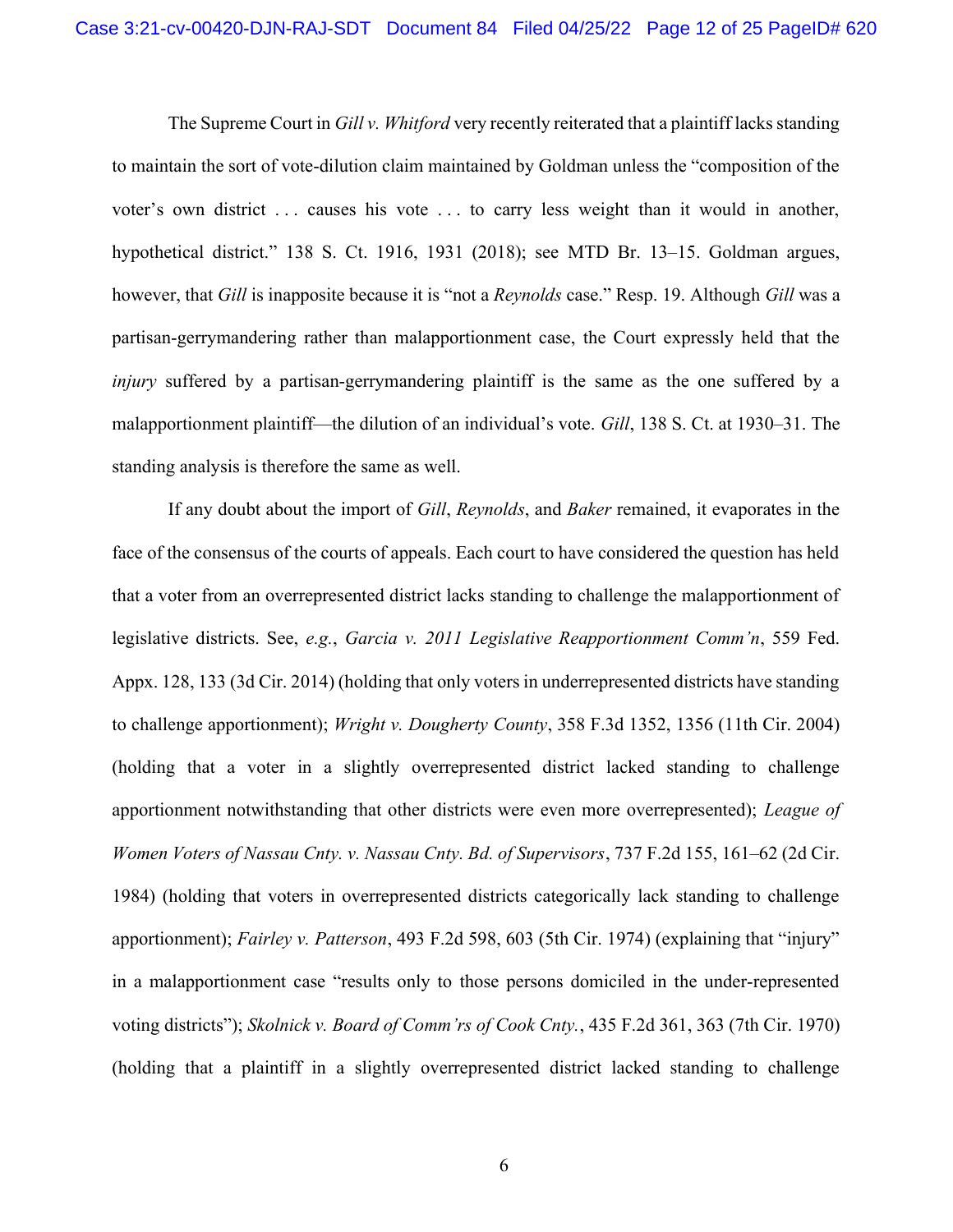The Supreme Court in *Gill v. Whitford* very recently reiterated that a plaintiff lacks standing to maintain the sort of vote-dilution claim maintained by Goldman unless the "composition of the voter's own district . . . causes his vote . . . to carry less weight than it would in another, hypothetical district." 138 S. Ct. 1916, 1931 (2018); see MTD Br. 13–15. Goldman argues, however, that *Gill* is inapposite because it is "not a *Reynolds* case." Resp. 19. Although *Gill* was a partisan-gerrymandering rather than malapportionment case, the Court expressly held that the *injury* suffered by a partisan-gerrymandering plaintiff is the same as the one suffered by a malapportionment plaintiff—the dilution of an individual's vote. *Gill*, 138 S. Ct. at 1930–31. The standing analysis is therefore the same as well.

If any doubt about the import of *Gill*, *Reynolds*, and *Baker* remained, it evaporates in the face of the consensus of the courts of appeals. Each court to have considered the question has held that a voter from an overrepresented district lacks standing to challenge the malapportionment of legislative districts. See, *e.g.*, *Garcia v. 2011 Legislative Reapportionment Comm'n*, 559 Fed. Appx. 128, 133 (3d Cir. 2014) (holding that only voters in underrepresented districts have standing to challenge apportionment); *Wright v. Dougherty County*, 358 F.3d 1352, 1356 (11th Cir. 2004) (holding that a voter in a slightly overrepresented district lacked standing to challenge apportionment notwithstanding that other districts were even more overrepresented); *League of Women Voters of Nassau Cnty. v. Nassau Cnty. Bd. of Supervisors*, 737 F.2d 155, 161–62 (2d Cir. 1984) (holding that voters in overrepresented districts categorically lack standing to challenge apportionment); *Fairley v. Patterson*, 493 F.2d 598, 603 (5th Cir. 1974) (explaining that "injury" in a malapportionment case "results only to those persons domiciled in the under-represented voting districts"); *Skolnick v. Board of Comm'rs of Cook Cnty.*, 435 F.2d 361, 363 (7th Cir. 1970) (holding that a plaintiff in a slightly overrepresented district lacked standing to challenge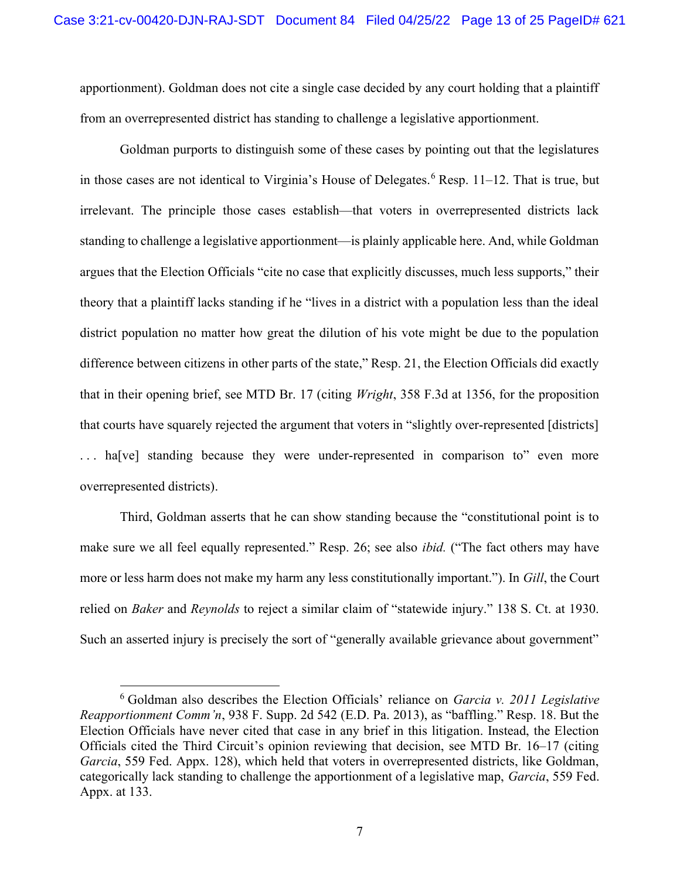apportionment). Goldman does not cite a single case decided by any court holding that a plaintiff from an overrepresented district has standing to challenge a legislative apportionment.

Goldman purports to distinguish some of these cases by pointing out that the legislatures in those cases are not identical to Virginia's House of Delegates.[6] Resp. 11–12. That is true, but irrelevant. The principle those cases establish—that voters in overrepresented districts lack standing to challenge a legislative apportionment—is plainly applicable here. And, while Goldman argues that the Election Officials "cite no case that explicitly discusses, much less supports," their theory that a plaintiff lacks standing if he "lives in a district with a population less than the ideal district population no matter how great the dilution of his vote might be due to the population difference between citizens in other parts of the state," Resp. 21, the Election Officials did exactly that in their opening brief, see MTD Br. 17 (citing *Wright*, 358 F.3d at 1356, for the proposition that courts have squarely rejected the argument that voters in "slightly over-represented [districts] . . . ha[ve] standing because they were under-represented in comparison to" even more overrepresented districts).

Third, Goldman asserts that he can show standing because the "constitutional point is to make sure we all feel equally represented." Resp. 26; see also *ibid.* ("The fact others may have more or less harm does not make my harm any less constitutionally important."). In *Gill*, the Court relied on *Baker* and *Reynolds* to reject a similar claim of "statewide injury." 138 S. Ct. at 1930. Such an asserted injury is precisely the sort of "generally available grievance about government"

---

[6] Goldman also describes the Election Officials' reliance on *Garcia v. 2011 Legislative Reapportionment Comm'n*, 938 F. Supp. 2d 542 (E.D. Pa. 2013), as "baffling." Resp. 18. But the Election Officials have never cited that case in any brief in this litigation. Instead, the Election Officials cited the Third Circuit's opinion reviewing that decision, see MTD Br. 16–17 (citing *Garcia*, 559 Fed. Appx. 128), which held that voters in overrepresented districts, like Goldman, categorically lack standing to challenge the apportionment of a legislative map, *Garcia*, 559 Fed. Appx. at 133.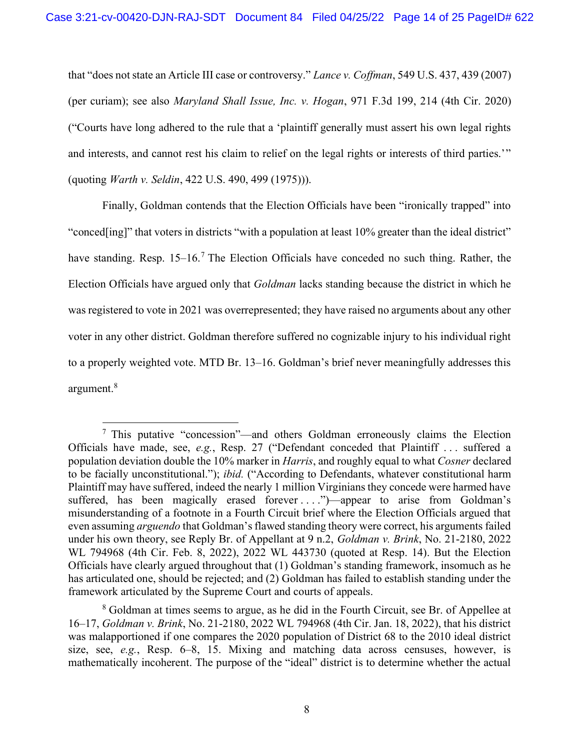that "does not state an Article III case or controversy." *Lance v. Coffman*, 549 U.S. 437, 439 (2007) (per curiam); see also *Maryland Shall Issue, Inc. v. Hogan*, 971 F.3d 199, 214 (4th Cir. 2020) ("Courts have long adhered to the rule that a 'plaintiff generally must assert his own legal rights and interests, and cannot rest his claim to relief on the legal rights or interests of third parties.'" (quoting *Warth v. Seldin*, 422 U.S. 490, 499 (1975))).

Finally, Goldman contends that the Election Officials have been "ironically trapped" into "conced[ing]" that voters in districts "with a population at least 10% greater than the ideal district" have standing. Resp. 15–16.[7] The Election Officials have conceded no such thing. Rather, the Election Officials have argued only that *Goldman* lacks standing because the district in which he was registered to vote in 2021 was overrepresented; they have raised no arguments about any other voter in any other district. Goldman therefore suffered no cognizable injury to his individual right to a properly weighted vote. MTD Br. 13–16. Goldman's brief never meaningfully addresses this argument.[8]

---

[7] This putative "concession"—and others Goldman erroneously claims the Election Officials have made, see, *e.g.*, Resp. 27 ("Defendant conceded that Plaintiff . . . suffered a population deviation double the 10% marker in *Harris*, and roughly equal to what *Cosner* declared to be facially unconstitutional."); *ibid.* ("According to Defendants, whatever constitutional harm Plaintiff may have suffered, indeed the nearly 1 million Virginians they concede were harmed have suffered, has been magically erased forever . . . .")—appear to arise from Goldman's misunderstanding of a footnote in a Fourth Circuit brief where the Election Officials argued that even assuming *arguendo* that Goldman's flawed standing theory were correct, his arguments failed under his own theory, see Reply Br. of Appellant at 9 n.2, *Goldman v. Brink*, No. 21-2180, 2022 WL 794968 (4th Cir. Feb. 8, 2022), 2022 WL 443730 (quoted at Resp. 14). But the Election Officials have clearly argued throughout that (1) Goldman's standing framework, insomuch as he has articulated one, should be rejected; and (2) Goldman has failed to establish standing under the framework articulated by the Supreme Court and courts of appeals.

[8] Goldman at times seems to argue, as he did in the Fourth Circuit, see Br. of Appellee at 16–17, *Goldman v. Brink*, No. 21-2180, 2022 WL 794968 (4th Cir. Jan. 18, 2022), that his district was malapportioned if one compares the 2020 population of District 68 to the 2010 ideal district size, see, *e.g.*, Resp. 6–8, 15. Mixing and matching data across censuses, however, is mathematically incoherent. The purpose of the "ideal" district is to determine whether the actual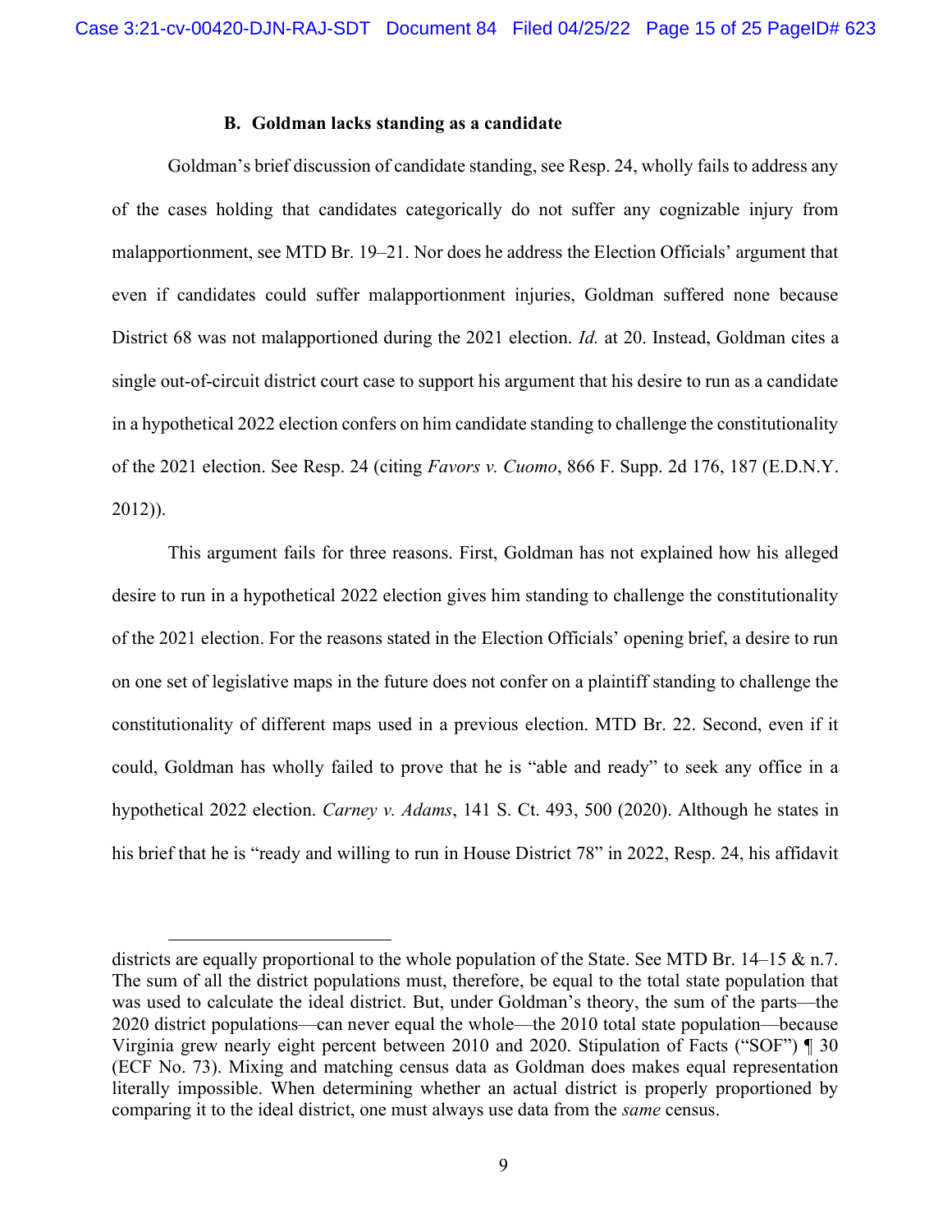### B. Goldman lacks standing as a candidate

Goldman's brief discussion of candidate standing, see Resp. 24, wholly fails to address any of the cases holding that candidates categorically do not suffer any cognizable injury from malapportionment, see MTD Br. 19–21. Nor does he address the Election Officials' argument that even if candidates could suffer malapportionment injuries, Goldman suffered none because District 68 was not malapportioned during the 2021 election. *Id.* at 20. Instead, Goldman cites a single out-of-circuit district court case to support his argument that his desire to run as a candidate in a hypothetical 2022 election confers on him candidate standing to challenge the constitutionality of the 2021 election. See Resp. 24 (citing *Favors v. Cuomo*, 866 F. Supp. 2d 176, 187 (E.D.N.Y. 2012)).

This argument fails for three reasons. First, Goldman has not explained how his alleged desire to run in a hypothetical 2022 election gives him standing to challenge the constitutionality of the 2021 election. For the reasons stated in the Election Officials' opening brief, a desire to run on one set of legislative maps in the future does not confer on a plaintiff standing to challenge the constitutionality of different maps used in a previous election. MTD Br. 22. Second, even if it could, Goldman has wholly failed to prove that he is "able and ready" to seek any office in a hypothetical 2022 election. *Carney v. Adams*, 141 S. Ct. 493, 500 (2020). Although he states in his brief that he is "ready and willing to run in House District 78" in 2022, Resp. 24, his affidavit

---

districts are equally proportional to the whole population of the State. See MTD Br. 14–15 & n.7. The sum of all the district populations must, therefore, be equal to the total state population that was used to calculate the ideal district. But, under Goldman's theory, the sum of the parts—the 2020 district populations—can never equal the whole—the 2010 total state population—because Virginia grew nearly eight percent between 2010 and 2020. Stipulation of Facts ("SOF") ¶ 30 (ECF No. 73). Mixing and matching census data as Goldman does makes equal representation literally impossible. When determining whether an actual district is properly proportioned by comparing it to the ideal district, one must always use data from the *same* census.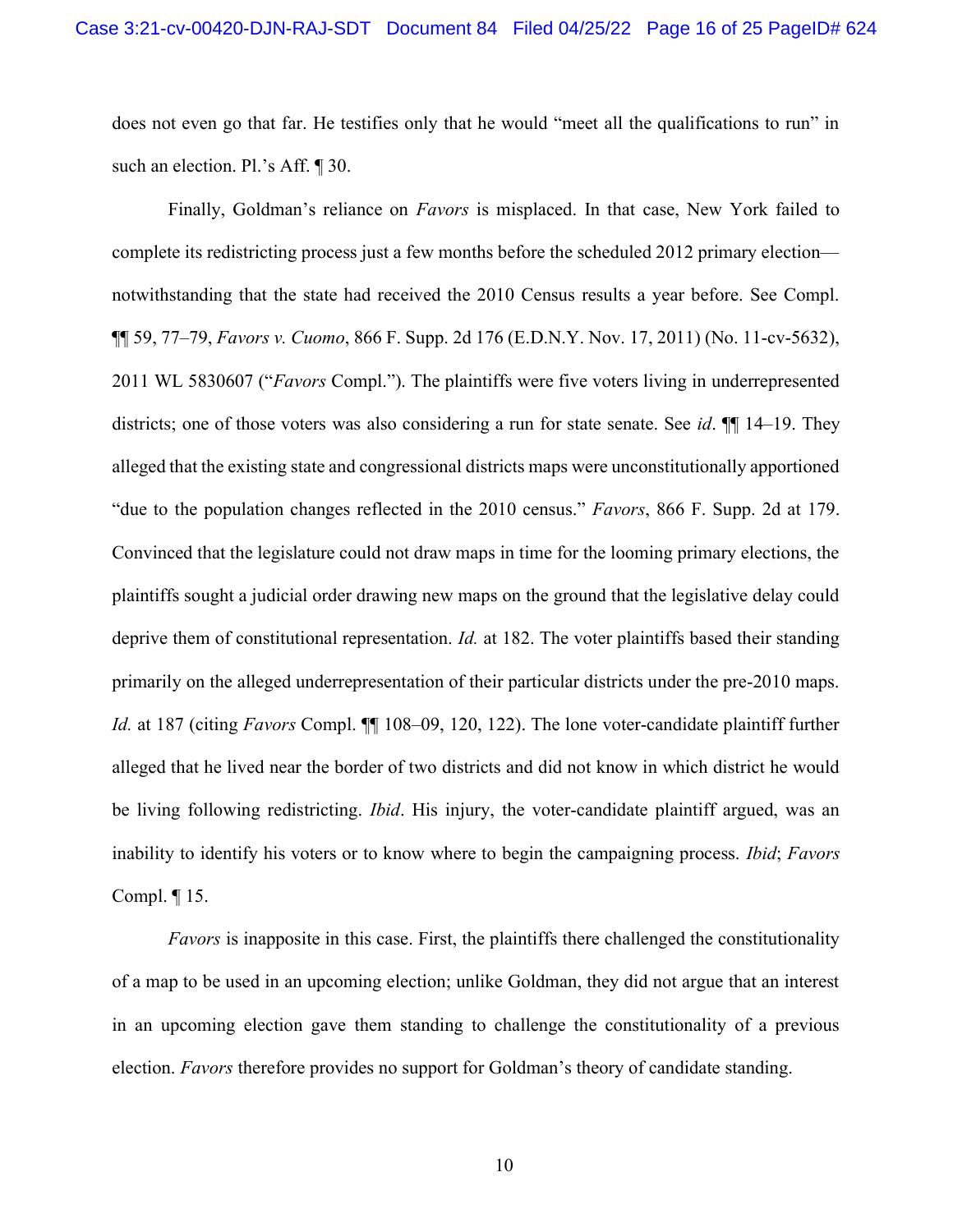does not even go that far. He testifies only that he would "meet all the qualifications to run" in such an election. Pl.'s Aff. ¶ 30.

Finally, Goldman's reliance on *Favors* is misplaced. In that case, New York failed to complete its redistricting process just a few months before the scheduled 2012 primary election—notwithstanding that the state had received the 2010 Census results a year before. See Compl. ¶¶ 59, 77–79, *Favors v. Cuomo*, 866 F. Supp. 2d 176 (E.D.N.Y. Nov. 17, 2011) (No. 11-cv-5632), 2011 WL 5830607 ("*Favors* Compl."). The plaintiffs were five voters living in underrepresented districts; one of those voters was also considering a run for state senate. See *id*. ¶¶ 14–19. They alleged that the existing state and congressional districts maps were unconstitutionally apportioned "due to the population changes reflected in the 2010 census." *Favors*, 866 F. Supp. 2d at 179. Convinced that the legislature could not draw maps in time for the looming primary elections, the plaintiffs sought a judicial order drawing new maps on the ground that the legislative delay could deprive them of constitutional representation. *Id.* at 182. The voter plaintiffs based their standing primarily on the alleged underrepresentation of their particular districts under the pre-2010 maps. *Id.* at 187 (citing *Favors* Compl. ¶¶ 108–09, 120, 122). The lone voter-candidate plaintiff further alleged that he lived near the border of two districts and did not know in which district he would be living following redistricting. *Ibid*. His injury, the voter-candidate plaintiff argued, was an inability to identify his voters or to know where to begin the campaigning process. *Ibid*; *Favors* Compl. ¶ 15.

*Favors* is inapposite in this case. First, the plaintiffs there challenged the constitutionality of a map to be used in an upcoming election; unlike Goldman, they did not argue that an interest in an upcoming election gave them standing to challenge the constitutionality of a previous election. *Favors* therefore provides no support for Goldman's theory of candidate standing.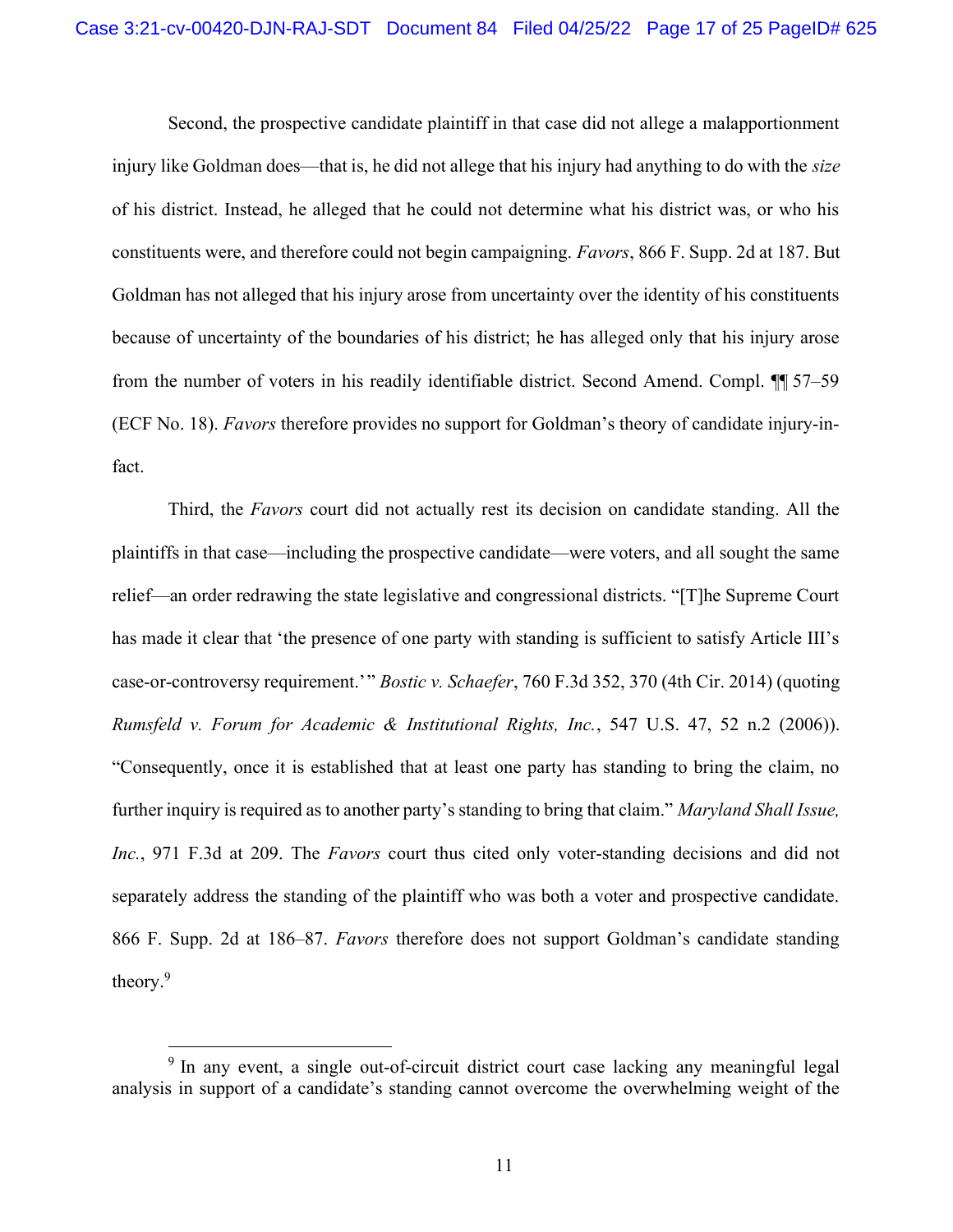Second, the prospective candidate plaintiff in that case did not allege a malapportionment injury like Goldman does—that is, he did not allege that his injury had anything to do with the *size* of his district. Instead, he alleged that he could not determine what his district was, or who his constituents were, and therefore could not begin campaigning. *Favors*, 866 F. Supp. 2d at 187. But Goldman has not alleged that his injury arose from uncertainty over the identity of his constituents because of uncertainty of the boundaries of his district; he has alleged only that his injury arose from the number of voters in his readily identifiable district. Second Amend. Compl. ¶¶ 57–59 (ECF No. 18). *Favors* therefore provides no support for Goldman's theory of candidate injury-in-fact.

Third, the *Favors* court did not actually rest its decision on candidate standing. All the plaintiffs in that case—including the prospective candidate—were voters, and all sought the same relief—an order redrawing the state legislative and congressional districts. "[T]he Supreme Court has made it clear that 'the presence of one party with standing is sufficient to satisfy Article III's case-or-controversy requirement.'" *Bostic v. Schaefer*, 760 F.3d 352, 370 (4th Cir. 2014) (quoting *Rumsfeld v. Forum for Academic & Institutional Rights, Inc.*, 547 U.S. 47, 52 n.2 (2006)). "Consequently, once it is established that at least one party has standing to bring the claim, no further inquiry is required as to another party's standing to bring that claim." *Maryland Shall Issue, Inc.*, 971 F.3d at 209. The *Favors* court thus cited only voter-standing decisions and did not separately address the standing of the plaintiff who was both a voter and prospective candidate. 866 F. Supp. 2d at 186–87. *Favors* therefore does not support Goldman's candidate standing theory.[9]

[9] In any event, a single out-of-circuit district court case lacking any meaningful legal analysis in support of a candidate's standing cannot overcome the overwhelming weight of the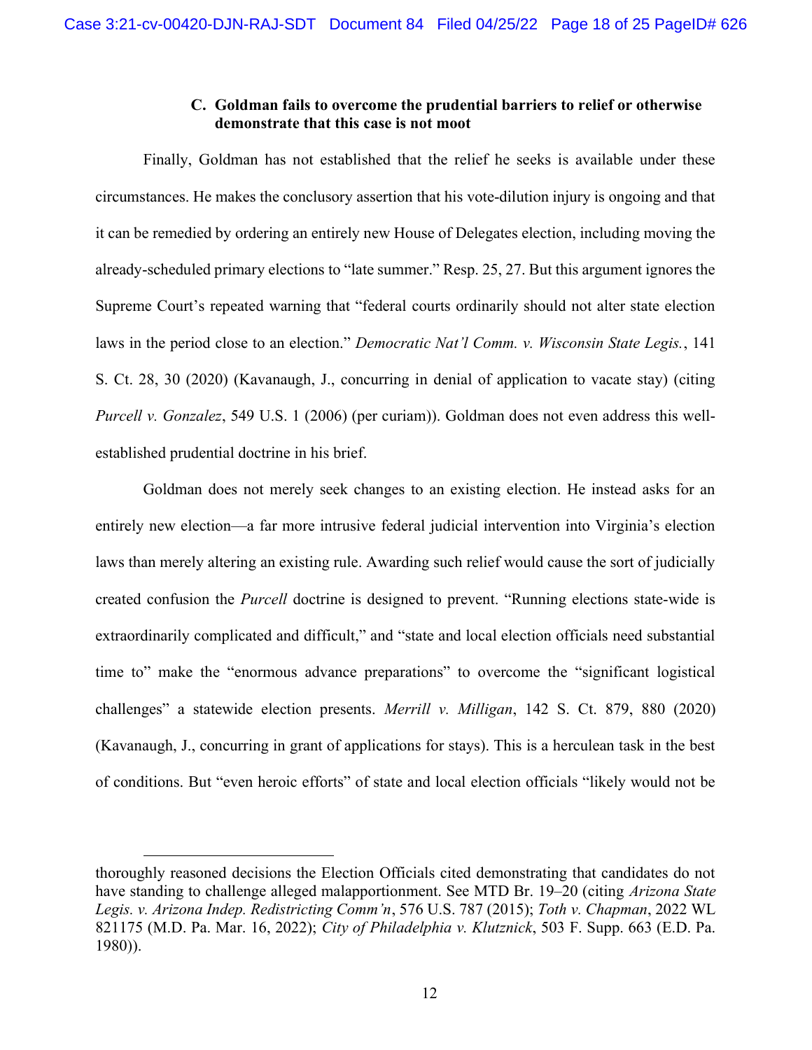### C. Goldman fails to overcome the prudential barriers to relief or otherwise demonstrate that this case is not moot

Finally, Goldman has not established that the relief he seeks is available under these circumstances. He makes the conclusory assertion that his vote-dilution injury is ongoing and that it can be remedied by ordering an entirely new House of Delegates election, including moving the already-scheduled primary elections to "late summer." Resp. 25, 27. But this argument ignores the Supreme Court's repeated warning that "federal courts ordinarily should not alter state election laws in the period close to an election." *Democratic Nat'l Comm. v. Wisconsin State Legis.*, 141 S. Ct. 28, 30 (2020) (Kavanaugh, J., concurring in denial of application to vacate stay) (citing *Purcell v. Gonzalez*, 549 U.S. 1 (2006) (per curiam)). Goldman does not even address this well-established prudential doctrine in his brief.

Goldman does not merely seek changes to an existing election. He instead asks for an entirely new election—a far more intrusive federal judicial intervention into Virginia's election laws than merely altering an existing rule. Awarding such relief would cause the sort of judicially created confusion the *Purcell* doctrine is designed to prevent. "Running elections state-wide is extraordinarily complicated and difficult," and "state and local election officials need substantial time to" make the "enormous advance preparations" to overcome the "significant logistical challenges" a statewide election presents. *Merrill v. Milligan*, 142 S. Ct. 879, 880 (2020) (Kavanaugh, J., concurring in grant of applications for stays). This is a herculean task in the best of conditions. But "even heroic efforts" of state and local election officials "likely would not be

---

thoroughly reasoned decisions the Election Officials cited demonstrating that candidates do not have standing to challenge alleged malapportionment. See MTD Br. 19–20 (citing *Arizona State Legis. v. Arizona Indep. Redistricting Comm'n*, 576 U.S. 787 (2015); *Toth v. Chapman*, 2022 WL 821175 (M.D. Pa. Mar. 16, 2022); *City of Philadelphia v. Klutznick*, 503 F. Supp. 663 (E.D. Pa. 1980)).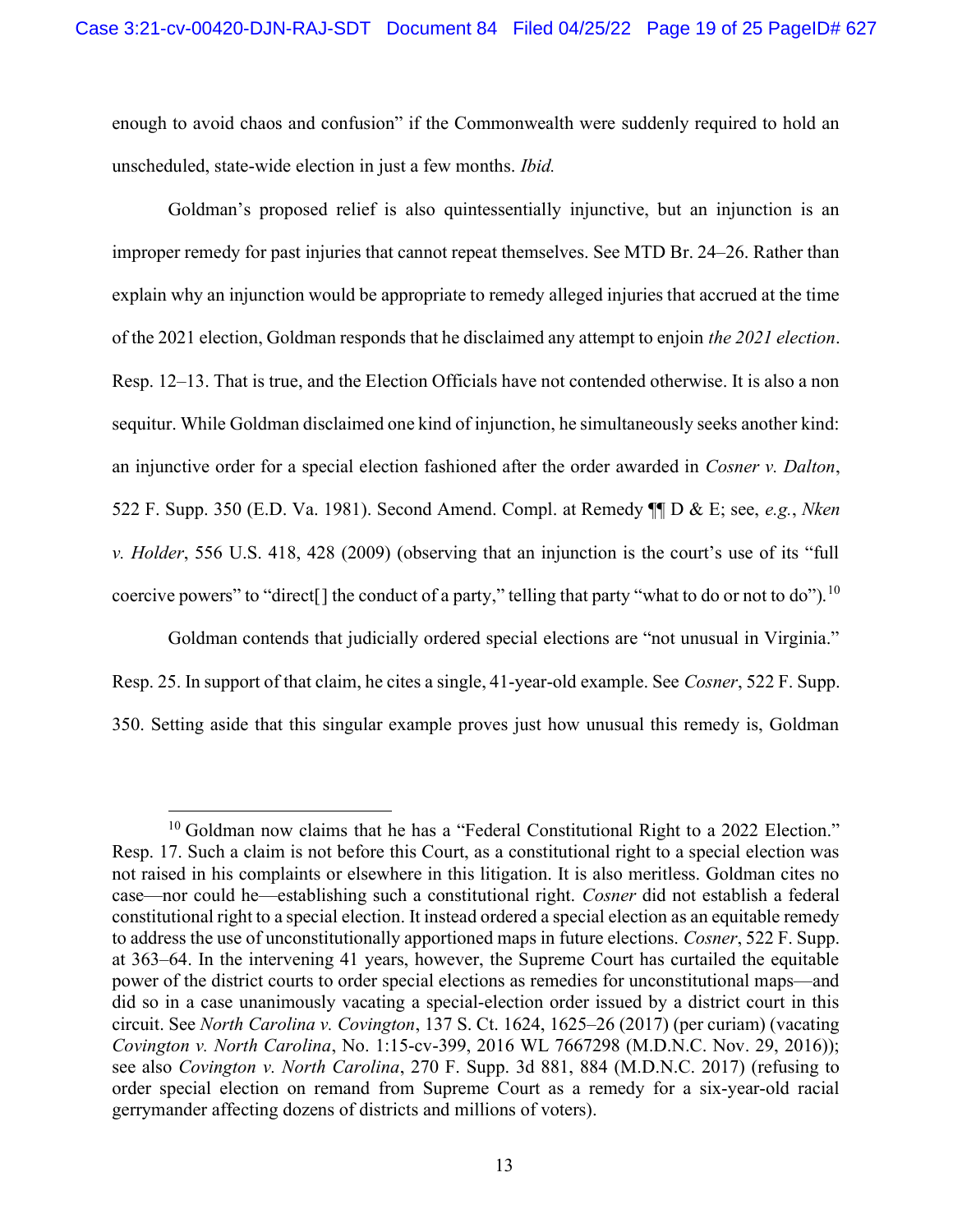enough to avoid chaos and confusion" if the Commonwealth were suddenly required to hold an unscheduled, state-wide election in just a few months. *Ibid.*

Goldman's proposed relief is also quintessentially injunctive, but an injunction is an improper remedy for past injuries that cannot repeat themselves. See MTD Br. 24–26. Rather than explain why an injunction would be appropriate to remedy alleged injuries that accrued at the time of the 2021 election, Goldman responds that he disclaimed any attempt to enjoin *the 2021 election*. Resp. 12–13. That is true, and the Election Officials have not contended otherwise. It is also a non sequitur. While Goldman disclaimed one kind of injunction, he simultaneously seeks another kind: an injunctive order for a special election fashioned after the order awarded in *Cosner v. Dalton*, 522 F. Supp. 350 (E.D. Va. 1981). Second Amend. Compl. at Remedy ¶¶ D & E; see, *e.g.*, *Nken v. Holder*, 556 U.S. 418, 428 (2009) (observing that an injunction is the court's use of its "full coercive powers" to "direct[] the conduct of a party," telling that party "what to do or not to do").[10]

Goldman contends that judicially ordered special elections are "not unusual in Virginia." Resp. 25. In support of that claim, he cites a single, 41-year-old example. See *Cosner*, 522 F. Supp. 350. Setting aside that this singular example proves just how unusual this remedy is, Goldman

---

[10] Goldman now claims that he has a "Federal Constitutional Right to a 2022 Election." Resp. 17. Such a claim is not before this Court, as a constitutional right to a special election was not raised in his complaints or elsewhere in this litigation. It is also meritless. Goldman cites no case—nor could he—establishing such a constitutional right. *Cosner* did not establish a federal constitutional right to a special election. It instead ordered a special election as an equitable remedy to address the use of unconstitutionally apportioned maps in future elections. *Cosner*, 522 F. Supp. at 363–64. In the intervening 41 years, however, the Supreme Court has curtailed the equitable power of the district courts to order special elections as remedies for unconstitutional maps—and did so in a case unanimously vacating a special-election order issued by a district court in this circuit. See *North Carolina v. Covington*, 137 S. Ct. 1624, 1625–26 (2017) (per curiam) (vacating *Covington v. North Carolina*, No. 1:15-cv-399, 2016 WL 7667298 (M.D.N.C. Nov. 29, 2016)); see also *Covington v. North Carolina*, 270 F. Supp. 3d 881, 884 (M.D.N.C. 2017) (refusing to order special election on remand from Supreme Court as a remedy for a six-year-old racial gerrymander affecting dozens of districts and millions of voters).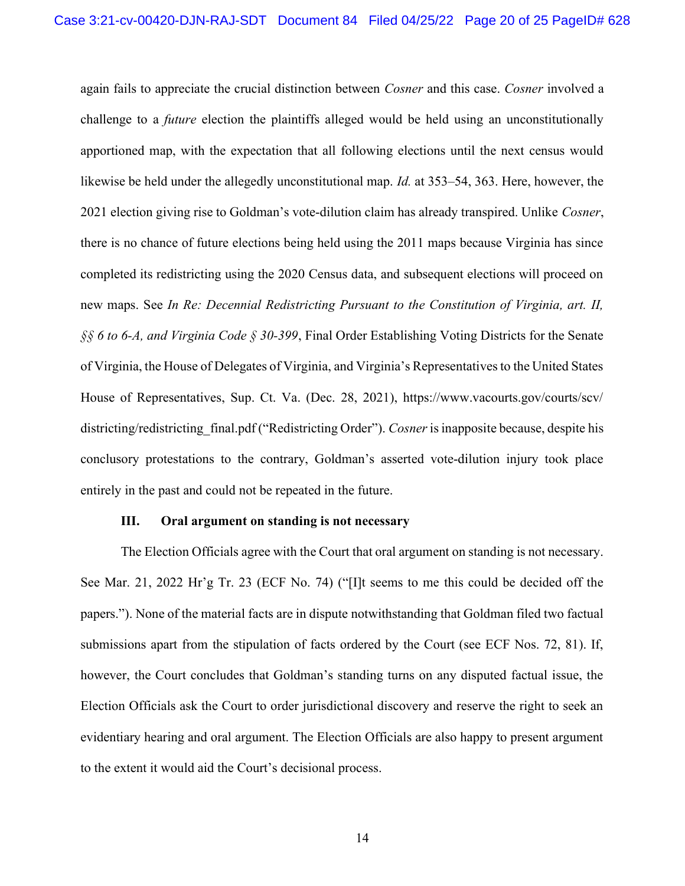again fails to appreciate the crucial distinction between *Cosner* and this case. *Cosner* involved a challenge to a *future* election the plaintiffs alleged would be held using an unconstitutionally apportioned map, with the expectation that all following elections until the next census would likewise be held under the allegedly unconstitutional map. *Id.* at 353–54, 363. Here, however, the 2021 election giving rise to Goldman's vote-dilution claim has already transpired. Unlike *Cosner*, there is no chance of future elections being held using the 2011 maps because Virginia has since completed its redistricting using the 2020 Census data, and subsequent elections will proceed on new maps. See *In Re: Decennial Redistricting Pursuant to the Constitution of Virginia, art. II, §§ 6 to 6-A, and Virginia Code § 30-399*, Final Order Establishing Voting Districts for the Senate of Virginia, the House of Delegates of Virginia, and Virginia's Representatives to the United States House of Representatives, Sup. Ct. Va. (Dec. 28, 2021), https://www.vacourts.gov/courts/scv/districting/redistricting_final.pdf ("Redistricting Order"). *Cosner* is inapposite because, despite his conclusory protestations to the contrary, Goldman's asserted vote-dilution injury took place entirely in the past and could not be repeated in the future.

### III. Oral argument on standing is not necessary

The Election Officials agree with the Court that oral argument on standing is not necessary. See Mar. 21, 2022 Hr'g Tr. 23 (ECF No. 74) ("[I]t seems to me this could be decided off the papers."). None of the material facts are in dispute notwithstanding that Goldman filed two factual submissions apart from the stipulation of facts ordered by the Court (see ECF Nos. 72, 81). If, however, the Court concludes that Goldman's standing turns on any disputed factual issue, the Election Officials ask the Court to order jurisdictional discovery and reserve the right to seek an evidentiary hearing and oral argument. The Election Officials are also happy to present argument to the extent it would aid the Court's decisional process.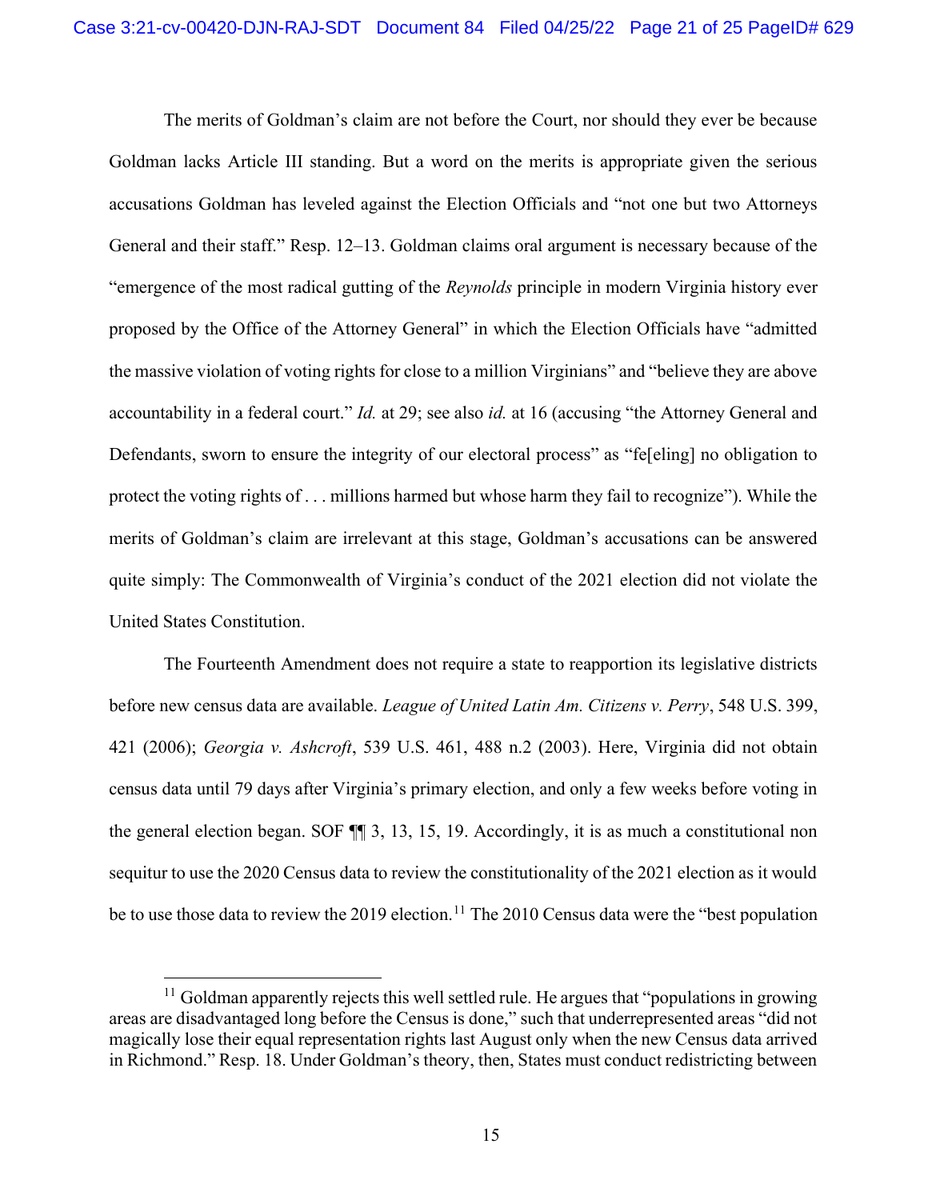The merits of Goldman's claim are not before the Court, nor should they ever be because Goldman lacks Article III standing. But a word on the merits is appropriate given the serious accusations Goldman has leveled against the Election Officials and "not one but two Attorneys General and their staff." Resp. 12–13. Goldman claims oral argument is necessary because of the "emergence of the most radical gutting of the *Reynolds* principle in modern Virginia history ever proposed by the Office of the Attorney General" in which the Election Officials have "admitted the massive violation of voting rights for close to a million Virginians" and "believe they are above accountability in a federal court." *Id.* at 29; see also *id.* at 16 (accusing "the Attorney General and Defendants, sworn to ensure the integrity of our electoral process" as "fe[eling] no obligation to protect the voting rights of . . . millions harmed but whose harm they fail to recognize"). While the merits of Goldman's claim are irrelevant at this stage, Goldman's accusations can be answered quite simply: The Commonwealth of Virginia's conduct of the 2021 election did not violate the United States Constitution.

The Fourteenth Amendment does not require a state to reapportion its legislative districts before new census data are available. *League of United Latin Am. Citizens v. Perry*, 548 U.S. 399, 421 (2006); *Georgia v. Ashcroft*, 539 U.S. 461, 488 n.2 (2003). Here, Virginia did not obtain census data until 79 days after Virginia's primary election, and only a few weeks before voting in the general election began. SOF ¶¶ 3, 13, 15, 19. Accordingly, it is as much a constitutional non sequitur to use the 2020 Census data to review the constitutionality of the 2021 election as it would be to use those data to review the 2019 election.[11] The 2010 Census data were the "best population

[11] Goldman apparently rejects this well settled rule. He argues that "populations in growing areas are disadvantaged long before the Census is done," such that underrepresented areas "did not magically lose their equal representation rights last August only when the new Census data arrived in Richmond." Resp. 18. Under Goldman's theory, then, States must conduct redistricting between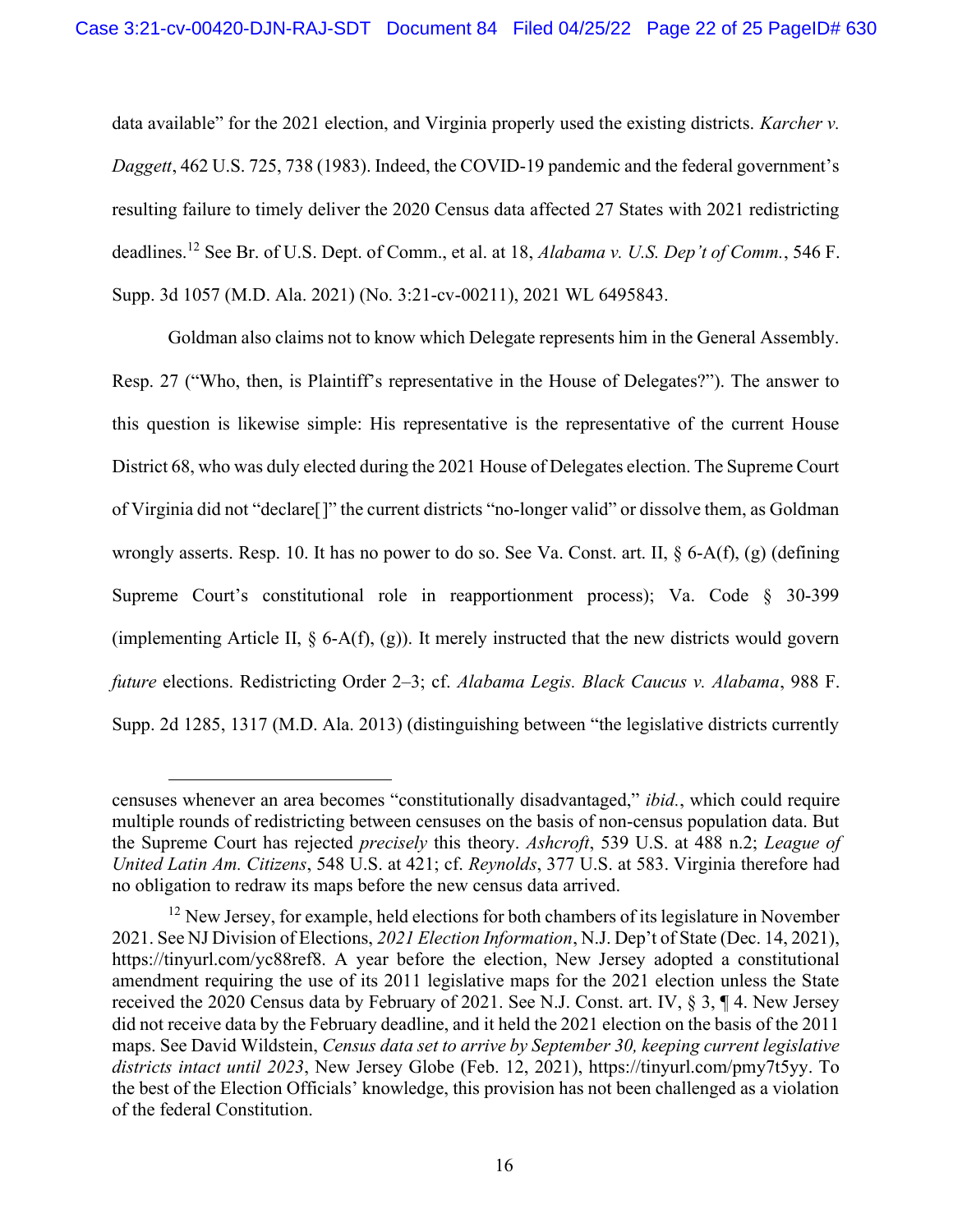data available" for the 2021 election, and Virginia properly used the existing districts. *Karcher v. Daggett*, 462 U.S. 725, 738 (1983). Indeed, the COVID-19 pandemic and the federal government's resulting failure to timely deliver the 2020 Census data affected 27 States with 2021 redistricting deadlines.[12] See Br. of U.S. Dept. of Comm., et al. at 18, *Alabama v. U.S. Dep't of Comm.*, 546 F. Supp. 3d 1057 (M.D. Ala. 2021) (No. 3:21-cv-00211), 2021 WL 6495843.

Goldman also claims not to know which Delegate represents him in the General Assembly. Resp. 27 ("Who, then, is Plaintiff's representative in the House of Delegates?"). The answer to this question is likewise simple: His representative is the representative of the current House District 68, who was duly elected during the 2021 House of Delegates election. The Supreme Court of Virginia did not "declare[]" the current districts "no-longer valid" or dissolve them, as Goldman wrongly asserts. Resp. 10. It has no power to do so. See Va. Const. art. II, § 6-A(f), (g) (defining Supreme Court's constitutional role in reapportionment process); Va. Code § 30-399 (implementing Article II, § 6-A(f), (g)). It merely instructed that the new districts would govern *future* elections. Redistricting Order 2–3; cf. *Alabama Legis. Black Caucus v. Alabama*, 988 F. Supp. 2d 1285, 1317 (M.D. Ala. 2013) (distinguishing between "the legislative districts currently

---

censuses whenever an area becomes "constitutionally disadvantaged," *ibid.*, which could require multiple rounds of redistricting between censuses on the basis of non-census population data. But the Supreme Court has rejected *precisely* this theory. *Ashcroft*, 539 U.S. at 488 n.2; *League of United Latin Am. Citizens*, 548 U.S. at 421; cf. *Reynolds*, 377 U.S. at 583. Virginia therefore had no obligation to redraw its maps before the new census data arrived.

[12] New Jersey, for example, held elections for both chambers of its legislature in November 2021. See NJ Division of Elections, *2021 Election Information*, N.J. Dep't of State (Dec. 14, 2021), https://tinyurl.com/yc88ref8. A year before the election, New Jersey adopted a constitutional amendment requiring the use of its 2011 legislative maps for the 2021 election unless the State received the 2020 Census data by February of 2021. See N.J. Const. art. IV, § 3, ¶ 4. New Jersey did not receive data by the February deadline, and it held the 2021 election on the basis of the 2011 maps. See David Wildstein, *Census data set to arrive by September 30, keeping current legislative districts intact until 2023*, New Jersey Globe (Feb. 12, 2021), https://tinyurl.com/pmy7t5yy. To the best of the Election Officials' knowledge, this provision has not been challenged as a violation of the federal Constitution.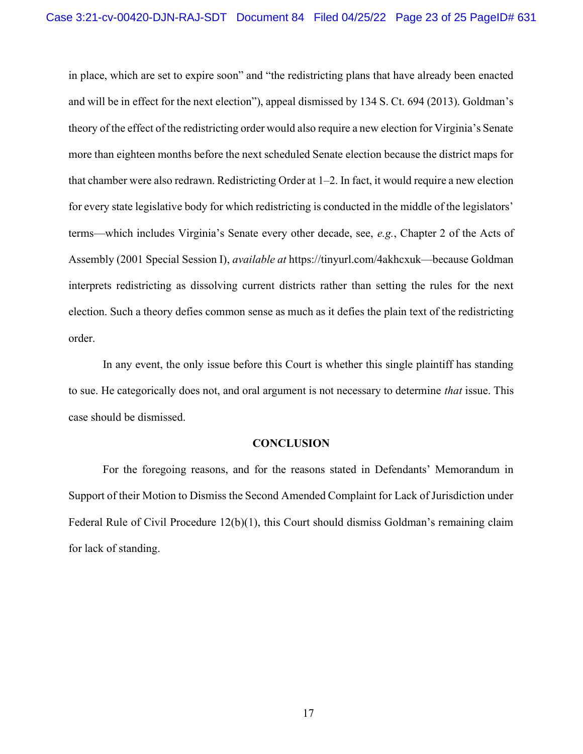in place, which are set to expire soon" and "the redistricting plans that have already been enacted and will be in effect for the next election"), appeal dismissed by 134 S. Ct. 694 (2013). Goldman's theory of the effect of the redistricting order would also require a new election for Virginia's Senate more than eighteen months before the next scheduled Senate election because the district maps for that chamber were also redrawn. Redistricting Order at 1–2. In fact, it would require a new election for every state legislative body for which redistricting is conducted in the middle of the legislators' terms—which includes Virginia's Senate every other decade, see, *e.g.*, Chapter 2 of the Acts of Assembly (2001 Special Session I), *available at* https://tinyurl.com/4akhcxuk—because Goldman interprets redistricting as dissolving current districts rather than setting the rules for the next election. Such a theory defies common sense as much as it defies the plain text of the redistricting order.

In any event, the only issue before this Court is whether this single plaintiff has standing to sue. He categorically does not, and oral argument is not necessary to determine *that* issue. This case should be dismissed.

**CONCLUSION**

For the foregoing reasons, and for the reasons stated in Defendants' Memorandum in Support of their Motion to Dismiss the Second Amended Complaint for Lack of Jurisdiction under Federal Rule of Civil Procedure 12(b)(1), this Court should dismiss Goldman's remaining claim for lack of standing.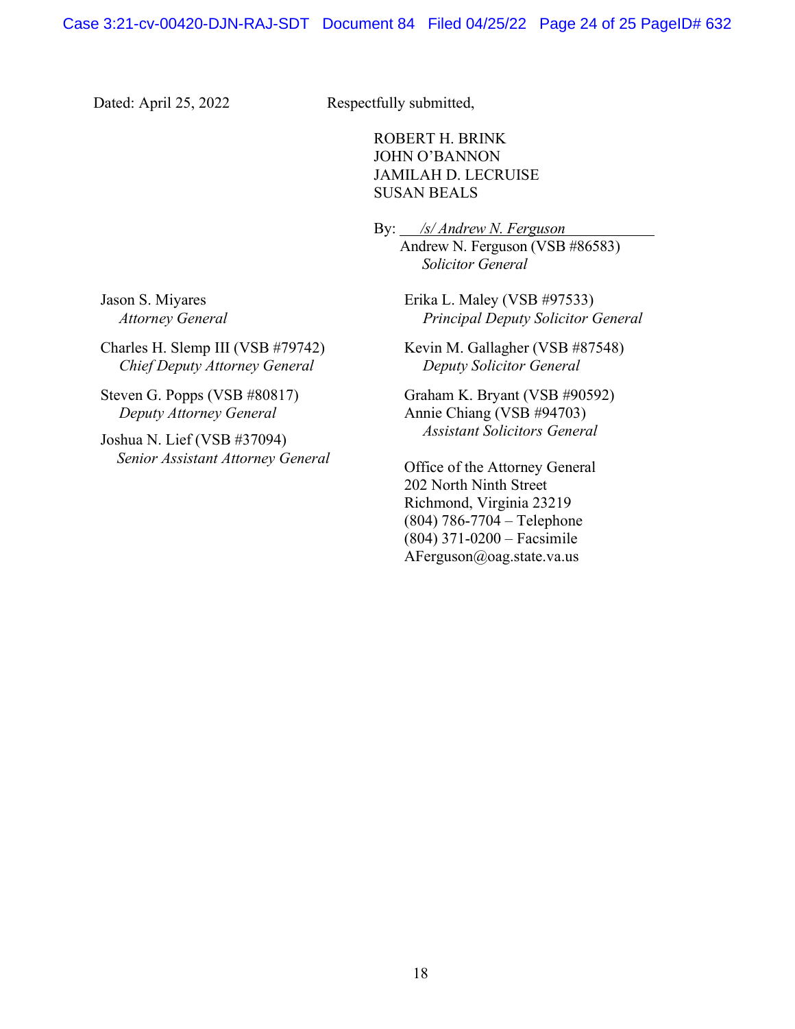Dated: April 25, 2022

Respectfully submitted,

ROBERT H. BRINK
JOHN O'BANNON
JAMILAH D. LECRUISE
SUSAN BEALS

By: */s/ Andrew N. Ferguson*
Andrew N. Ferguson (VSB #86583)
*Solicitor General*

Jason S. Miyares
*Attorney General*

Charles H. Slemp III (VSB #79742)
*Chief Deputy Attorney General*

Steven G. Popps (VSB #80817)
*Deputy Attorney General*

Joshua N. Lief (VSB #37094)
*Senior Assistant Attorney General*

Erika L. Maley (VSB #97533)
*Principal Deputy Solicitor General*

Kevin M. Gallagher (VSB #87548)
*Deputy Solicitor General*

Graham K. Bryant (VSB #90592)
Annie Chiang (VSB #94703)
*Assistant Solicitors General*

Office of the Attorney General
202 North Ninth Street
Richmond, Virginia 23219
(804) 786-7704 – Telephone
(804) 371-0200 – Facsimile
AFerguson@oag.state.va.us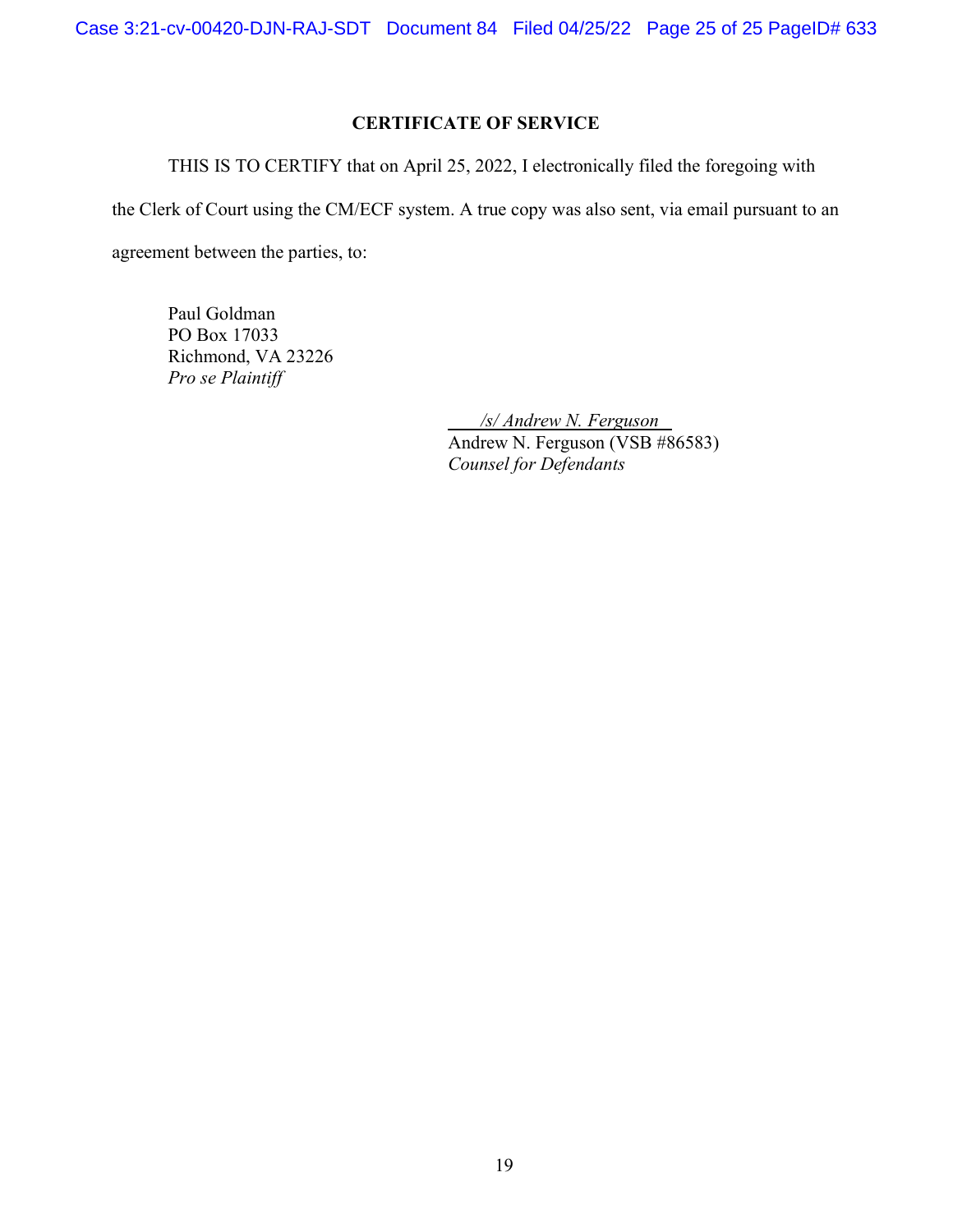## CERTIFICATE OF SERVICE

THIS IS TO CERTIFY that on April 25, 2022, I electronically filed the foregoing with the Clerk of Court using the CM/ECF system. A true copy was also sent, via email pursuant to an agreement between the parties, to:

Paul Goldman
PO Box 17033
Richmond, VA 23226
*Pro se Plaintiff*

*/s/ Andrew N. Ferguson*
Andrew N. Ferguson (VSB #86583)
*Counsel for Defendants*